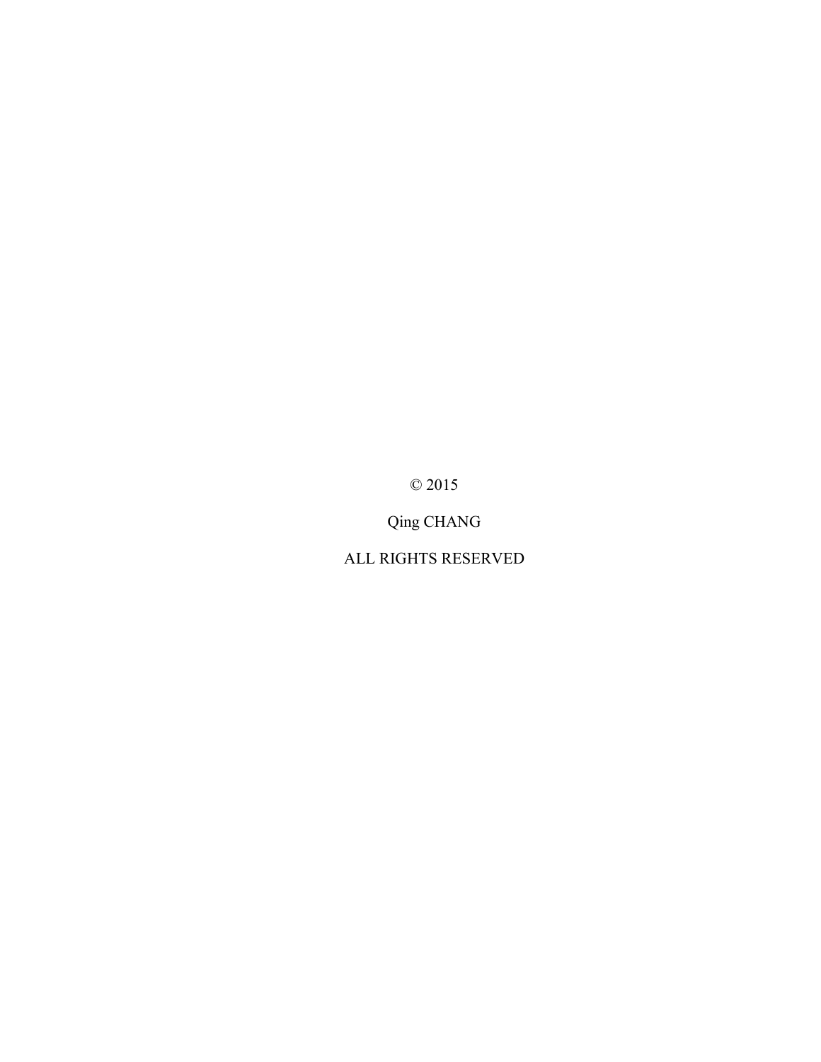© 2015

Qing CHANG

ALL RIGHTS RESERVED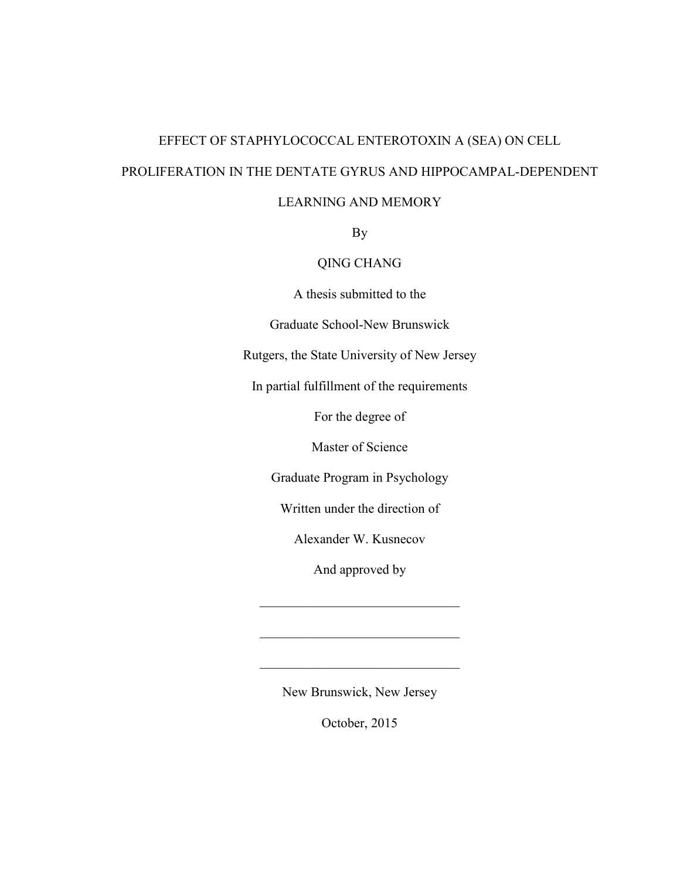EFFECT OF STAPHYLOCOCCAL ENTEROTOXIN A (SEA) ON CELL PROLIFERATION IN THE DENTATE GYRUS AND HIPPOCAMPAL-DEPENDENT LEARNING AND MEMORY

By

QING CHANG

A thesis submitted to the

Graduate School-New Brunswick

Rutgers, the State University of New Jersey

In partial fulfillment of the requirements

For the degree of

Master of Science

Graduate Program in Psychology

Written under the direction of

Alexander W. Kusnecov

And approved by

\_\_\_\_\_\_\_\_\_\_\_\_\_\_\_\_\_\_\_\_\_\_\_\_\_\_\_\_\_\_

\_\_\_\_\_\_\_\_\_\_\_\_\_\_\_\_\_\_\_\_\_\_\_\_\_\_\_\_\_\_

\_\_\_\_\_\_\_\_\_\_\_\_\_\_\_\_\_\_\_\_\_\_\_\_\_\_\_\_\_\_

New Brunswick, New Jersey

October, 2015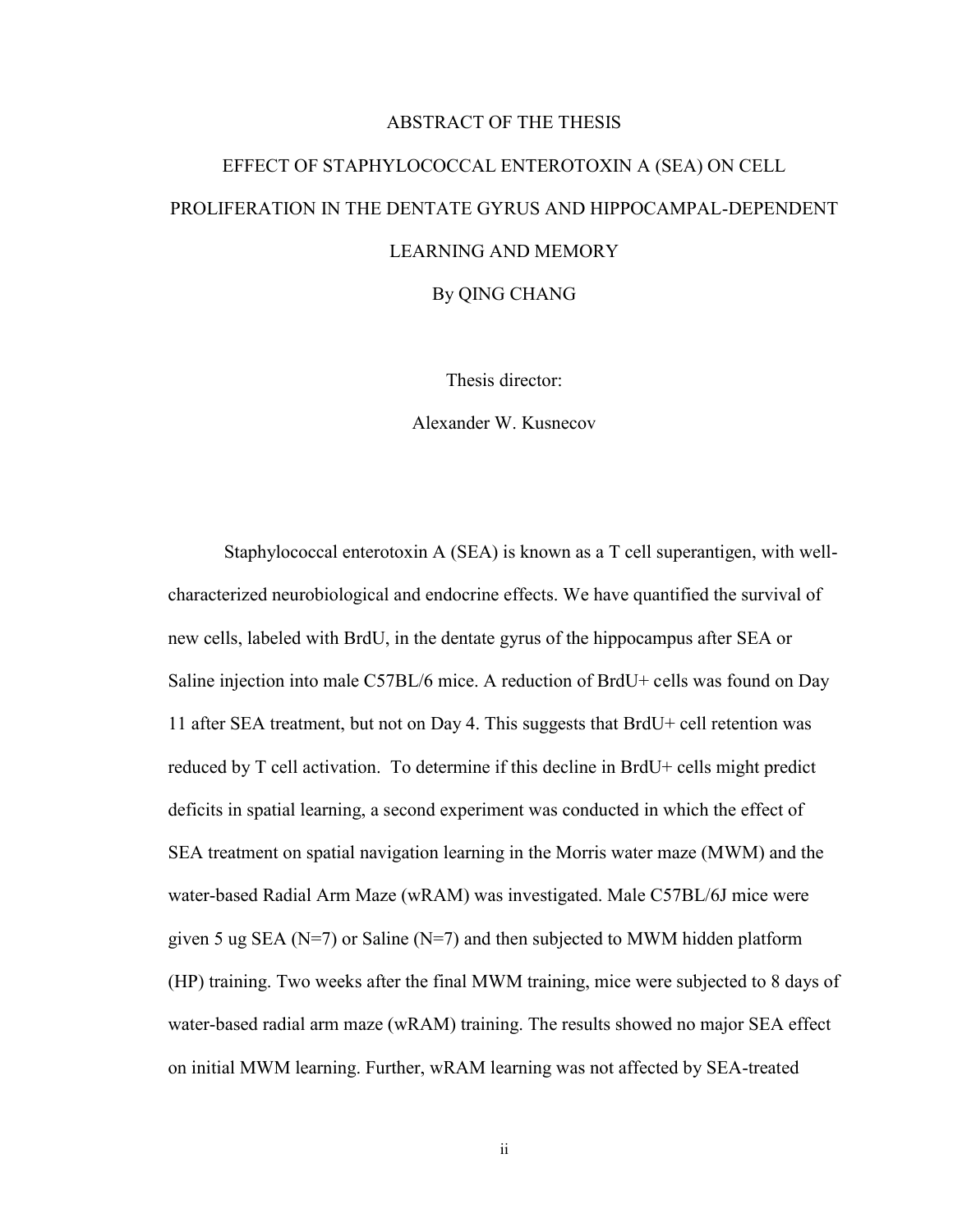# ABSTRACT OF THE THESIS

## EFFECT OF STAPHYLOCOCCAL ENTEROTOXIN A (SEA) ON CELL PROLIFERATION IN THE DENTATE GYRUS AND HIPPOCAMPAL-DEPENDENT LEARNING AND MEMORY

By QING CHANG

Thesis director:

Alexander W. Kusnecov

Staphylococcal enterotoxin A (SEA) is known as a T cell superantigen, with well-characterized neurobiological and endocrine effects. We have quantified the survival of new cells, labeled with BrdU, in the dentate gyrus of the hippocampus after SEA or Saline injection into male C57BL/6 mice. A reduction of BrdU+ cells was found on Day 11 after SEA treatment, but not on Day 4. This suggests that BrdU+ cell retention was reduced by T cell activation. To determine if this decline in BrdU+ cells might predict deficits in spatial learning, a second experiment was conducted in which the effect of SEA treatment on spatial navigation learning in the Morris water maze (MWM) and the water-based Radial Arm Maze (wRAM) was investigated. Male C57BL/6J mice were given 5 ug SEA (N=7) or Saline (N=7) and then subjected to MWM hidden platform (HP) training. Two weeks after the final MWM training, mice were subjected to 8 days of water-based radial arm maze (wRAM) training. The results showed no major SEA effect on initial MWM learning. Further, wRAM learning was not affected by SEA-treated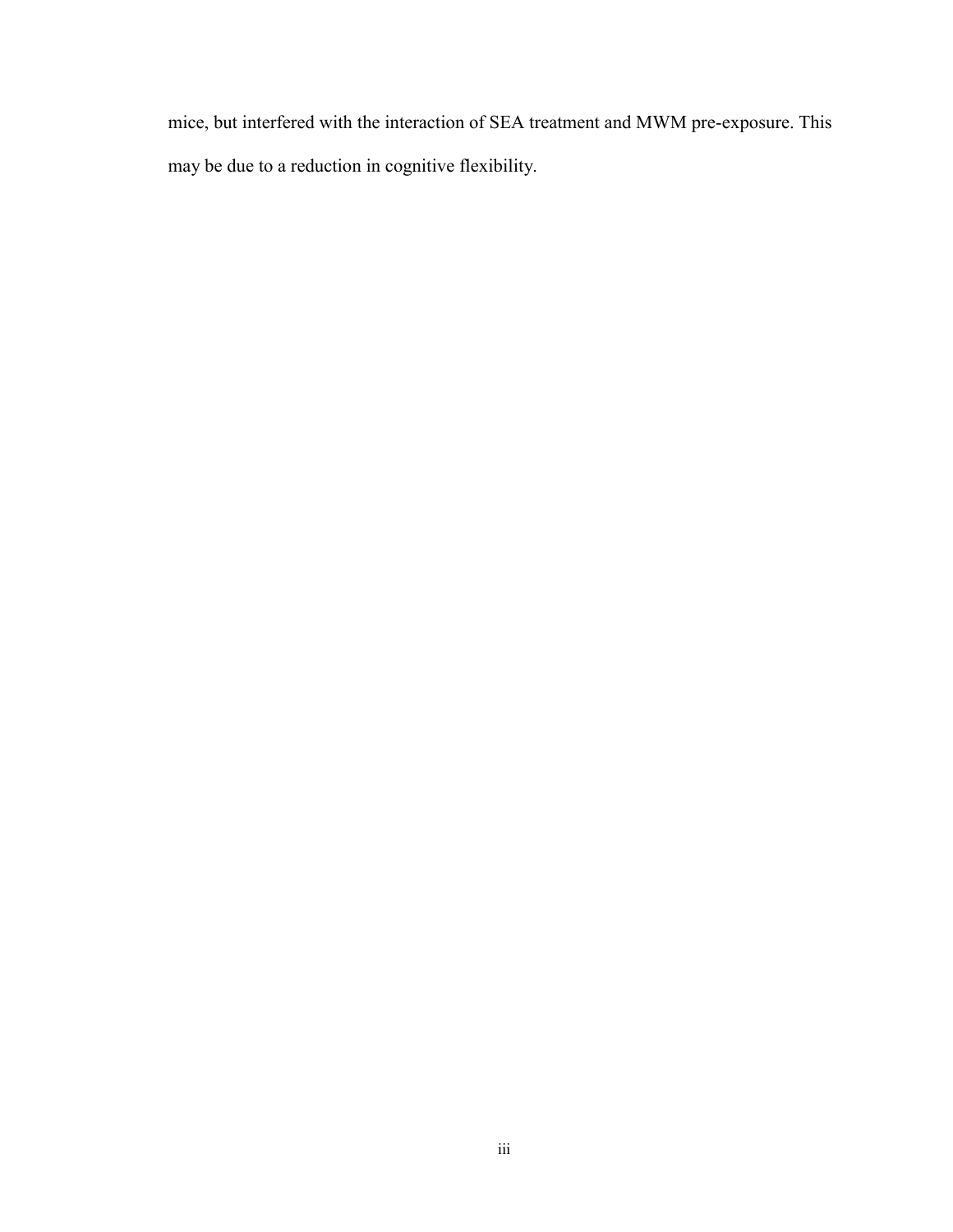mice, but interfered with the interaction of SEA treatment and MWM pre-exposure. This may be due to a reduction in cognitive flexibility.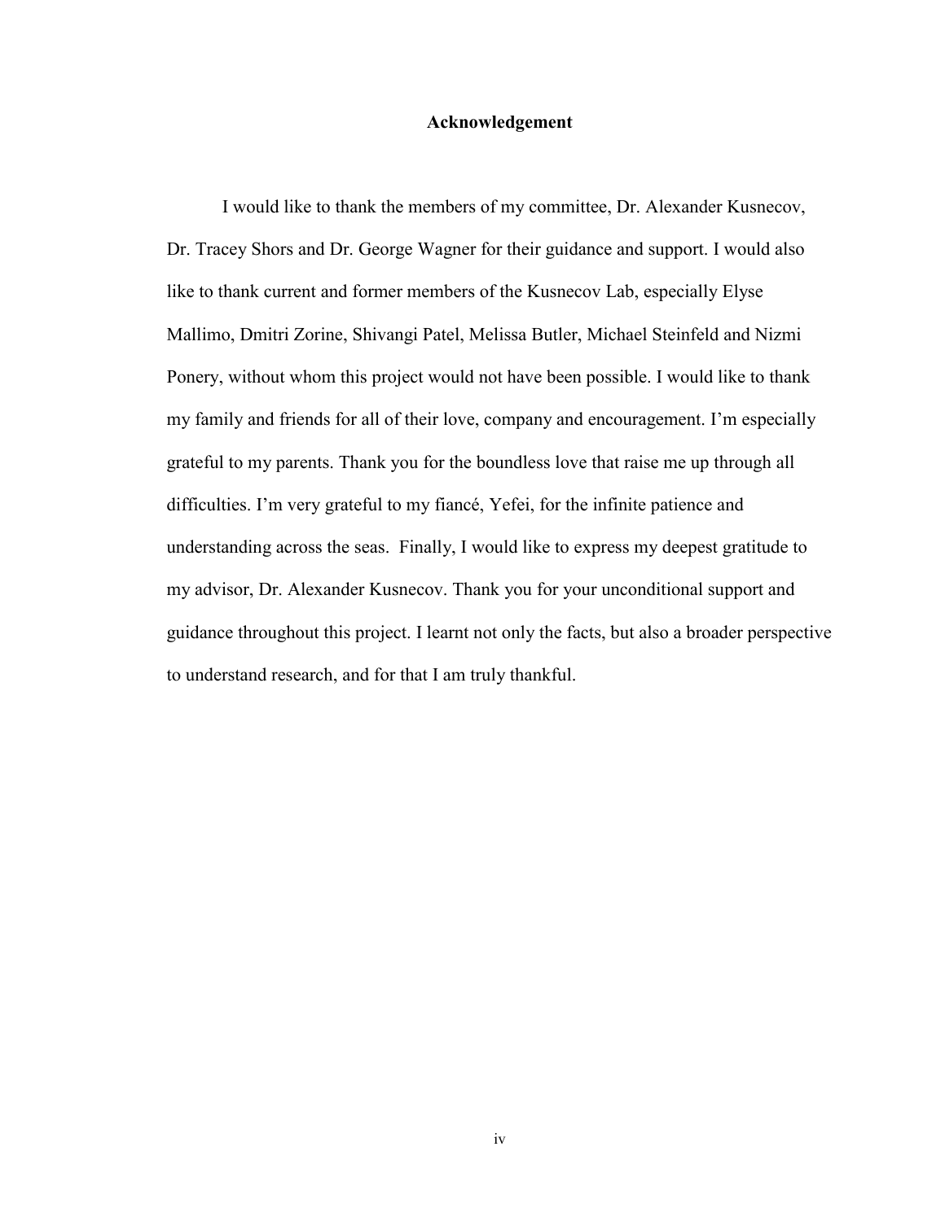# Acknowledgement

I would like to thank the members of my committee, Dr. Alexander Kusnecov, Dr. Tracey Shors and Dr. George Wagner for their guidance and support. I would also like to thank current and former members of the Kusnecov Lab, especially Elyse Mallimo, Dmitri Zorine, Shivangi Patel, Melissa Butler, Michael Steinfeld and Nizmi Ponery, without whom this project would not have been possible. I would like to thank my family and friends for all of their love, company and encouragement. I'm especially grateful to my parents. Thank you for the boundless love that raise me up through all difficulties. I'm very grateful to my fiancé, Yefei, for the infinite patience and understanding across the seas. Finally, I would like to express my deepest gratitude to my advisor, Dr. Alexander Kusnecov. Thank you for your unconditional support and guidance throughout this project. I learnt not only the facts, but also a broader perspective to understand research, and for that I am truly thankful.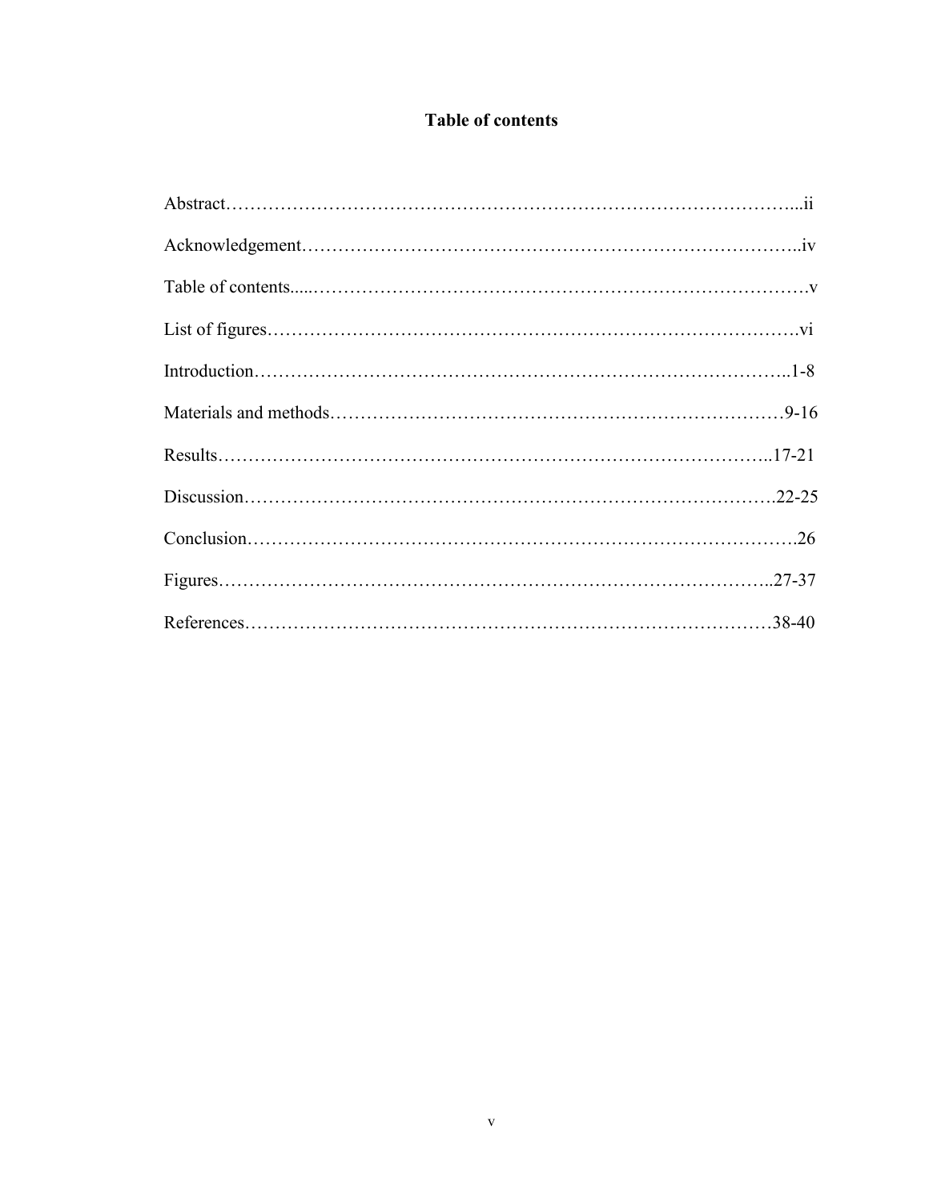# Table of contents

Abstract………………………………………………………………………………...ii

Acknowledgement……………………………………………………………………..iv

Table of contents.....…………………………………………………………………….v

List of figures………………………………………………………………………….vi

Introduction…………………………………………………………………………..1-8

Materials and methods…………………………………………………………………9-16

Results………………………………………………………………………………..17-21

Discussion…………………………………………………………………………….22-25

Conclusion…………………………………………………………………………….26

Figures………………………………………………………………………………..27-37

References……………………………………………………………………………38-40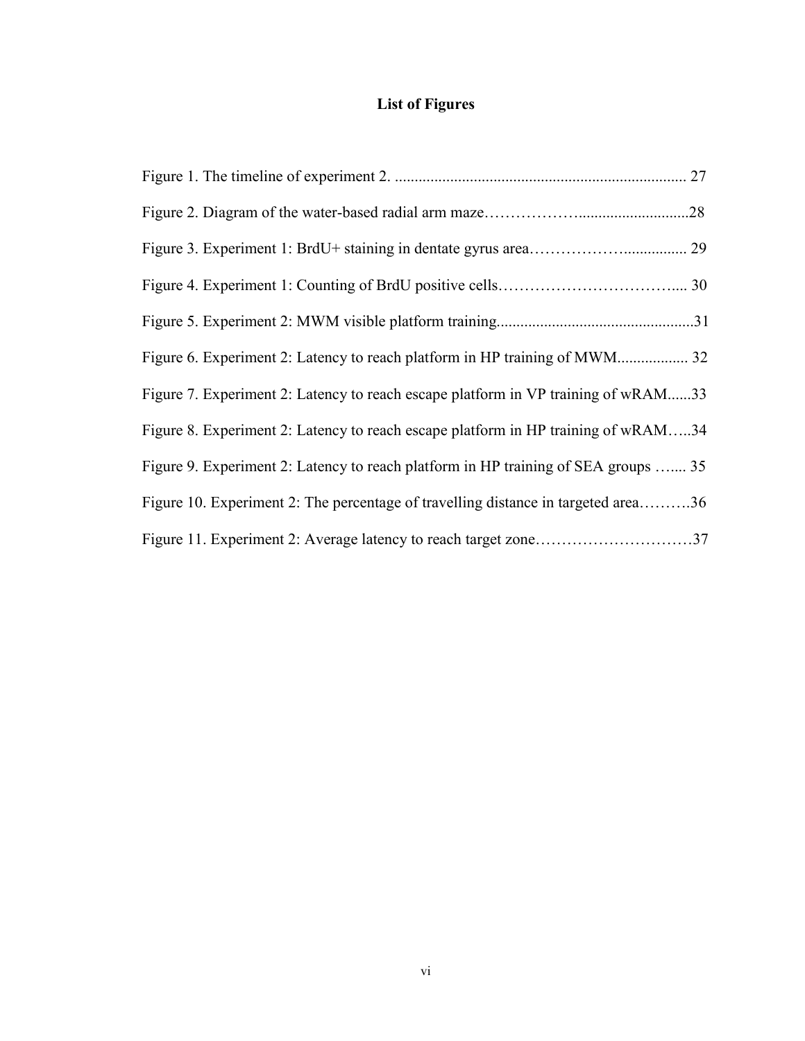# List of Figures

Figure 1. The timeline of experiment 2. .......................................................................... 27

Figure 2. Diagram of the water-based radial arm maze………………............................28

Figure 3. Experiment 1: BrdU+ staining in dentate gyrus area……………….................. 29

Figure 4. Experiment 1: Counting of BrdU positive cells…………………………….... 30

Figure 5. Experiment 2: MWM visible platform training..................................................31

Figure 6. Experiment 2: Latency to reach platform in HP training of MWM.................. 32

Figure 7. Experiment 2: Latency to reach escape platform in VP training of wRAM......33

Figure 8. Experiment 2: Latency to reach escape platform in HP training of wRAM…..34

Figure 9. Experiment 2: Latency to reach platform in HP training of SEA groups …... 35

Figure 10. Experiment 2: The percentage of travelling distance in targeted area……….36

Figure 11. Experiment 2: Average latency to reach target zone…………………………37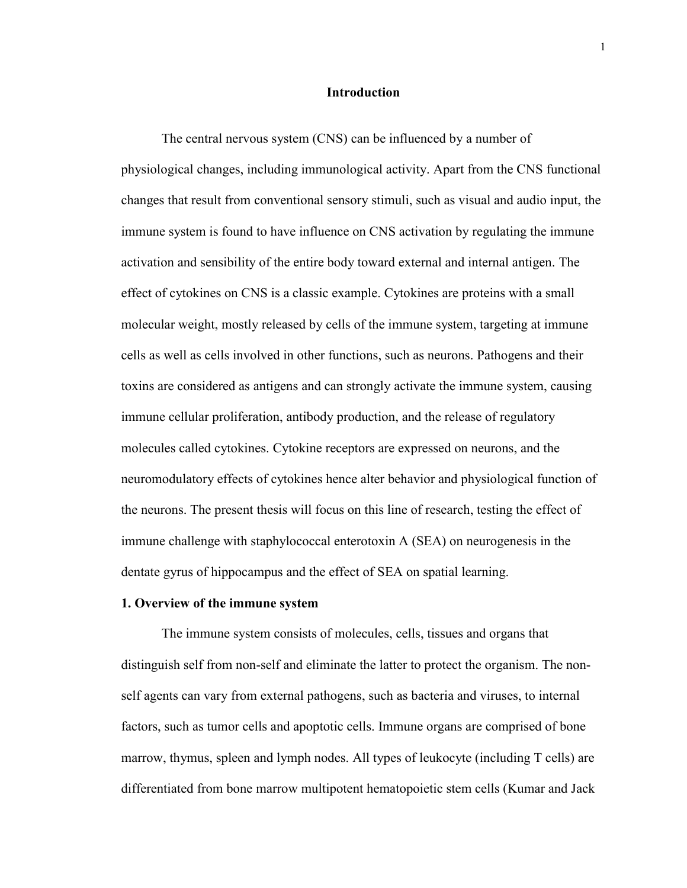# Introduction

The central nervous system (CNS) can be influenced by a number of physiological changes, including immunological activity. Apart from the CNS functional changes that result from conventional sensory stimuli, such as visual and audio input, the immune system is found to have influence on CNS activation by regulating the immune activation and sensibility of the entire body toward external and internal antigen. The effect of cytokines on CNS is a classic example. Cytokines are proteins with a small molecular weight, mostly released by cells of the immune system, targeting at immune cells as well as cells involved in other functions, such as neurons. Pathogens and their toxins are considered as antigens and can strongly activate the immune system, causing immune cellular proliferation, antibody production, and the release of regulatory molecules called cytokines. Cytokine receptors are expressed on neurons, and the neuromodulatory effects of cytokines hence alter behavior and physiological function of the neurons. The present thesis will focus on this line of research, testing the effect of immune challenge with staphylococcal enterotoxin A (SEA) on neurogenesis in the dentate gyrus of hippocampus and the effect of SEA on spatial learning.

## 1. Overview of the immune system

The immune system consists of molecules, cells, tissues and organs that distinguish self from non-self and eliminate the latter to protect the organism. The non-self agents can vary from external pathogens, such as bacteria and viruses, to internal factors, such as tumor cells and apoptotic cells. Immune organs are comprised of bone marrow, thymus, spleen and lymph nodes. All types of leukocyte (including T cells) are differentiated from bone marrow multipotent hematopoietic stem cells (Kumar and Jack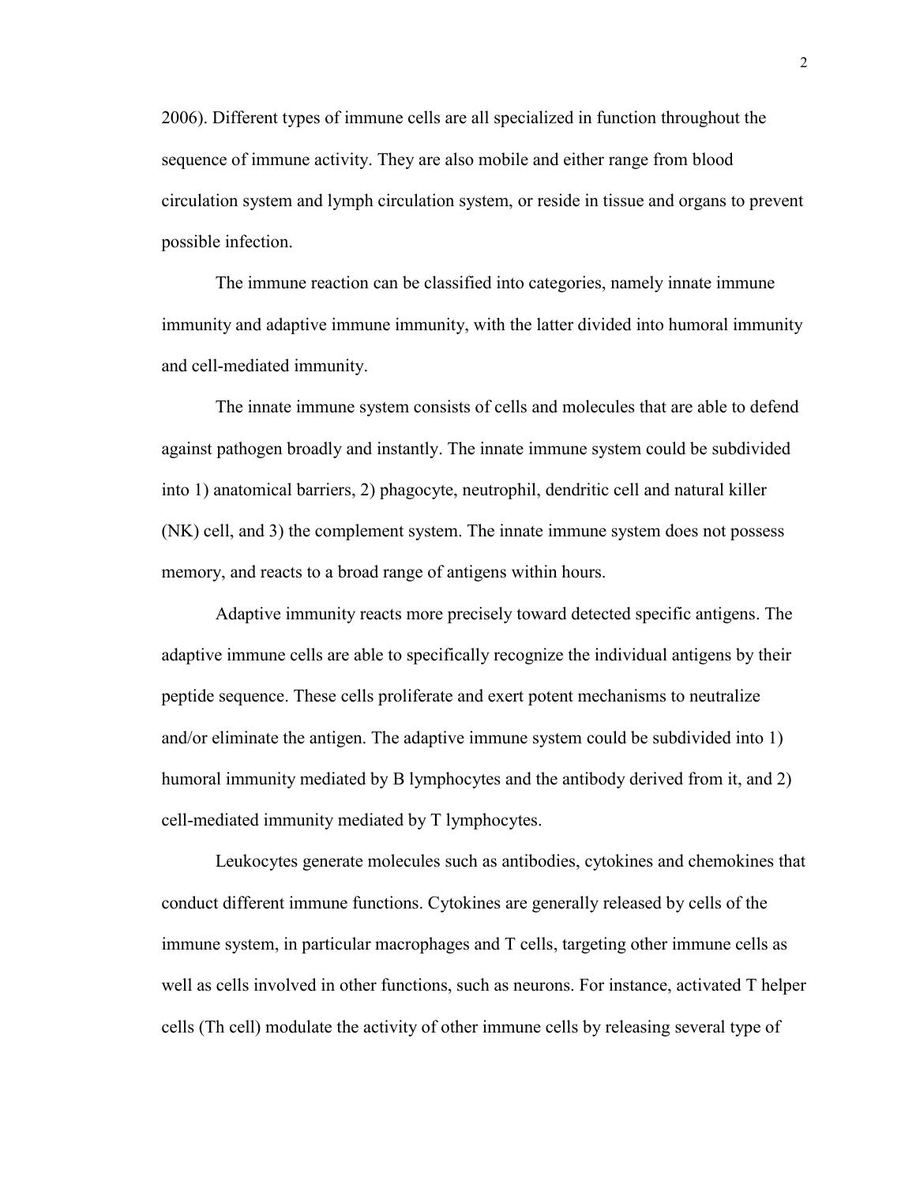2006). Different types of immune cells are all specialized in function throughout the sequence of immune activity. They are also mobile and either range from blood circulation system and lymph circulation system, or reside in tissue and organs to prevent possible infection.

The immune reaction can be classified into categories, namely innate immune immunity and adaptive immune immunity, with the latter divided into humoral immunity and cell-mediated immunity.

The innate immune system consists of cells and molecules that are able to defend against pathogen broadly and instantly. The innate immune system could be subdivided into 1) anatomical barriers, 2) phagocyte, neutrophil, dendritic cell and natural killer (NK) cell, and 3) the complement system. The innate immune system does not possess memory, and reacts to a broad range of antigens within hours.

Adaptive immunity reacts more precisely toward detected specific antigens. The adaptive immune cells are able to specifically recognize the individual antigens by their peptide sequence. These cells proliferate and exert potent mechanisms to neutralize and/or eliminate the antigen. The adaptive immune system could be subdivided into 1) humoral immunity mediated by B lymphocytes and the antibody derived from it, and 2) cell-mediated immunity mediated by T lymphocytes.

Leukocytes generate molecules such as antibodies, cytokines and chemokines that conduct different immune functions. Cytokines are generally released by cells of the immune system, in particular macrophages and T cells, targeting other immune cells as well as cells involved in other functions, such as neurons. For instance, activated T helper cells (Th cell) modulate the activity of other immune cells by releasing several type of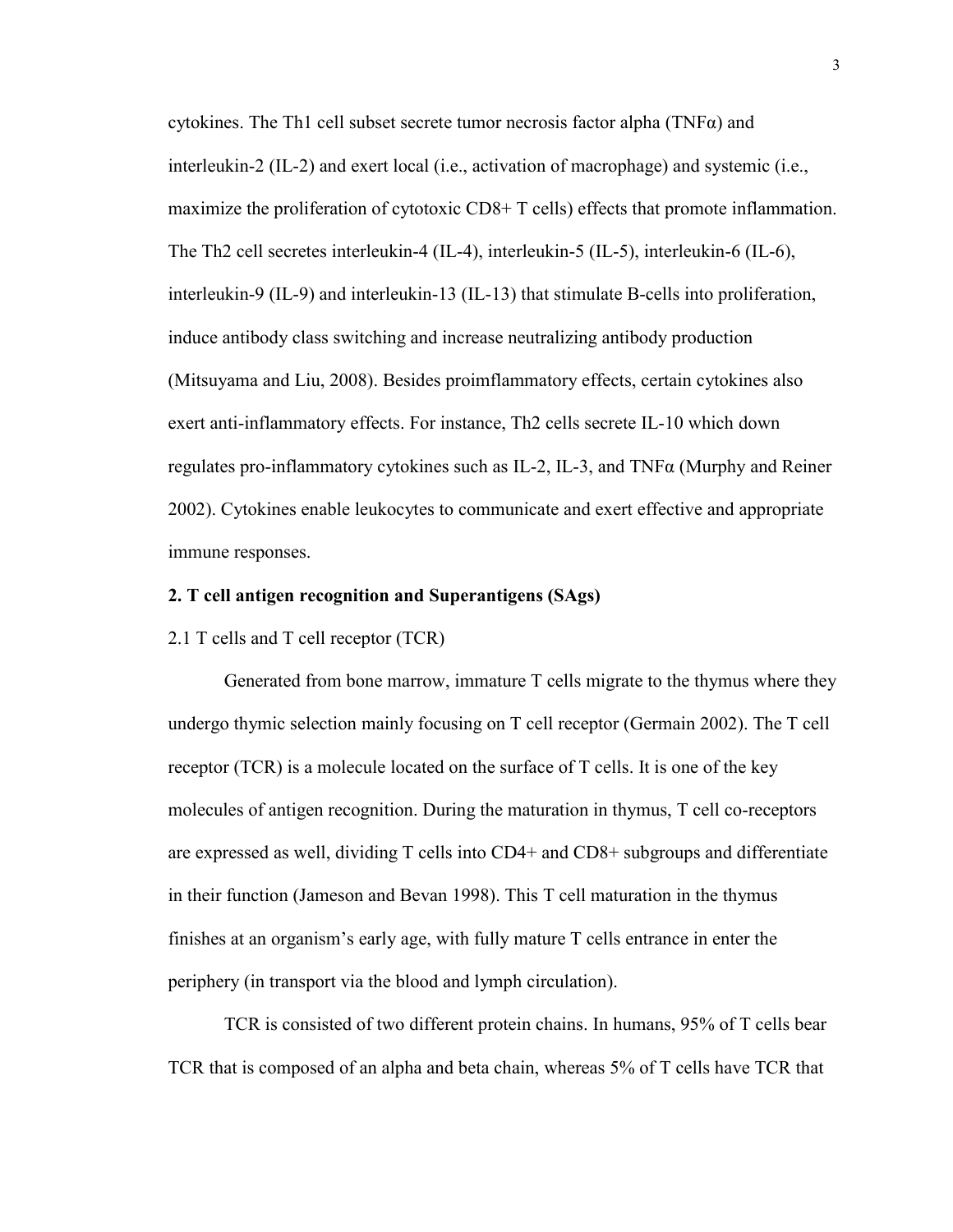cytokines. The Th1 cell subset secrete tumor necrosis factor alpha (TNFα) and interleukin-2 (IL-2) and exert local (i.e., activation of macrophage) and systemic (i.e., maximize the proliferation of cytotoxic CD8+ T cells) effects that promote inflammation. The Th2 cell secretes interleukin-4 (IL-4), interleukin-5 (IL-5), interleukin-6 (IL-6), interleukin-9 (IL-9) and interleukin-13 (IL-13) that stimulate B-cells into proliferation, induce antibody class switching and increase neutralizing antibody production (Mitsuyama and Liu, 2008). Besides proimflammatory effects, certain cytokines also exert anti-inflammatory effects. For instance, Th2 cells secrete IL-10 which down regulates pro-inflammatory cytokines such as IL-2, IL-3, and TNFα (Murphy and Reiner 2002). Cytokines enable leukocytes to communicate and exert effective and appropriate immune responses.

## 2. T cell antigen recognition and Superantigens (SAgs)

### 2.1 T cells and T cell receptor (TCR)

Generated from bone marrow, immature T cells migrate to the thymus where they undergo thymic selection mainly focusing on T cell receptor (Germain 2002). The T cell receptor (TCR) is a molecule located on the surface of T cells. It is one of the key molecules of antigen recognition. During the maturation in thymus, T cell co-receptors are expressed as well, dividing T cells into CD4+ and CD8+ subgroups and differentiate in their function (Jameson and Bevan 1998). This T cell maturation in the thymus finishes at an organism's early age, with fully mature T cells entrance in enter the periphery (in transport via the blood and lymph circulation).

TCR is consisted of two different protein chains. In humans, 95% of T cells bear TCR that is composed of an alpha and beta chain, whereas 5% of T cells have TCR that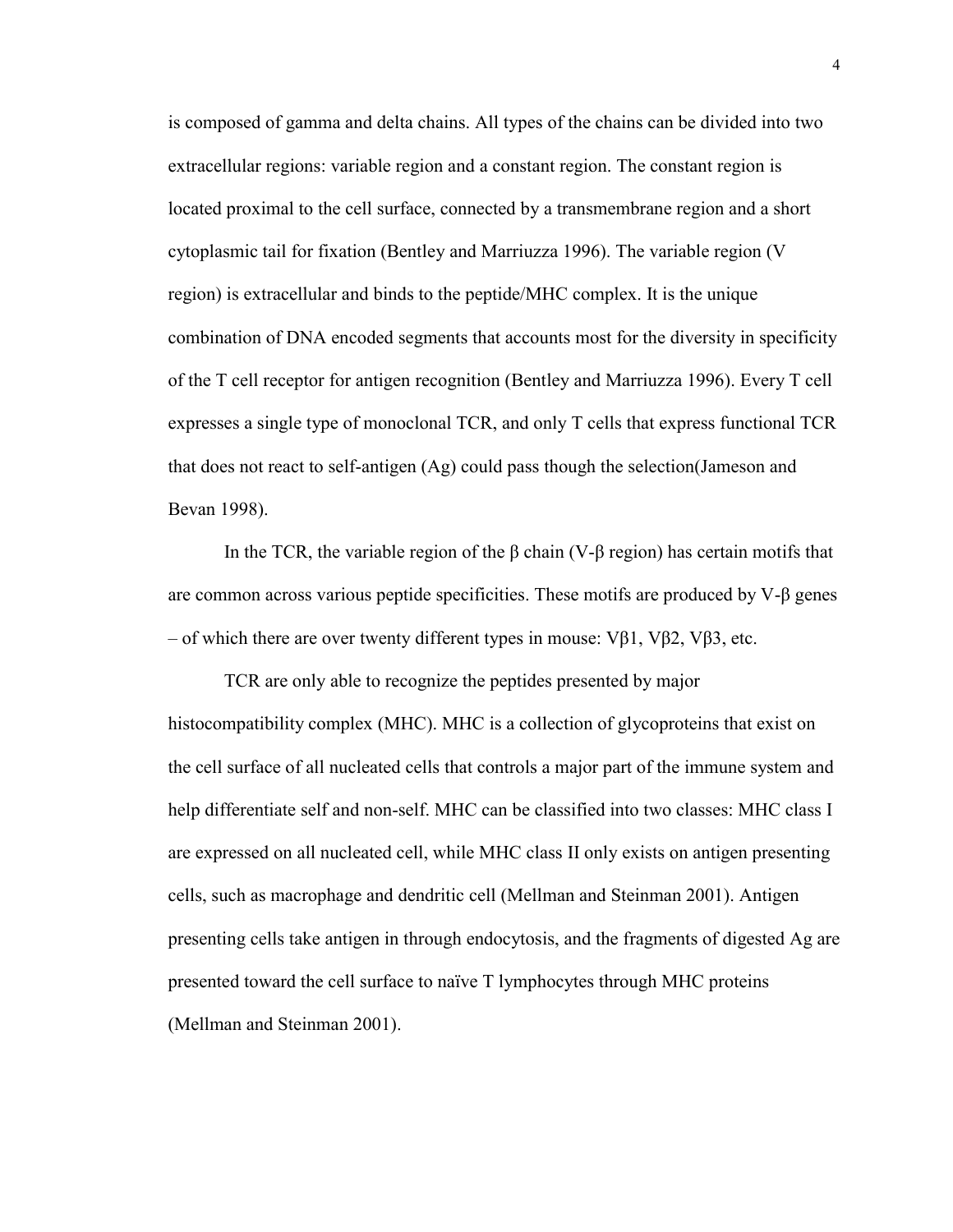is composed of gamma and delta chains. All types of the chains can be divided into two extracellular regions: variable region and a constant region. The constant region is located proximal to the cell surface, connected by a transmembrane region and a short cytoplasmic tail for fixation (Bentley and Marriuzza 1996). The variable region (V region) is extracellular and binds to the peptide/MHC complex. It is the unique combination of DNA encoded segments that accounts most for the diversity in specificity of the T cell receptor for antigen recognition (Bentley and Marriuzza 1996). Every T cell expresses a single type of monoclonal TCR, and only T cells that express functional TCR that does not react to self-antigen (Ag) could pass though the selection(Jameson and Bevan 1998).

In the TCR, the variable region of the β chain (V-β region) has certain motifs that are common across various peptide specificities. These motifs are produced by V-β genes – of which there are over twenty different types in mouse: Vβ1, Vβ2, Vβ3, etc.

TCR are only able to recognize the peptides presented by major histocompatibility complex (MHC). MHC is a collection of glycoproteins that exist on the cell surface of all nucleated cells that controls a major part of the immune system and help differentiate self and non-self. MHC can be classified into two classes: MHC class I are expressed on all nucleated cell, while MHC class II only exists on antigen presenting cells, such as macrophage and dendritic cell (Mellman and Steinman 2001). Antigen presenting cells take antigen in through endocytosis, and the fragments of digested Ag are presented toward the cell surface to naïve T lymphocytes through MHC proteins (Mellman and Steinman 2001).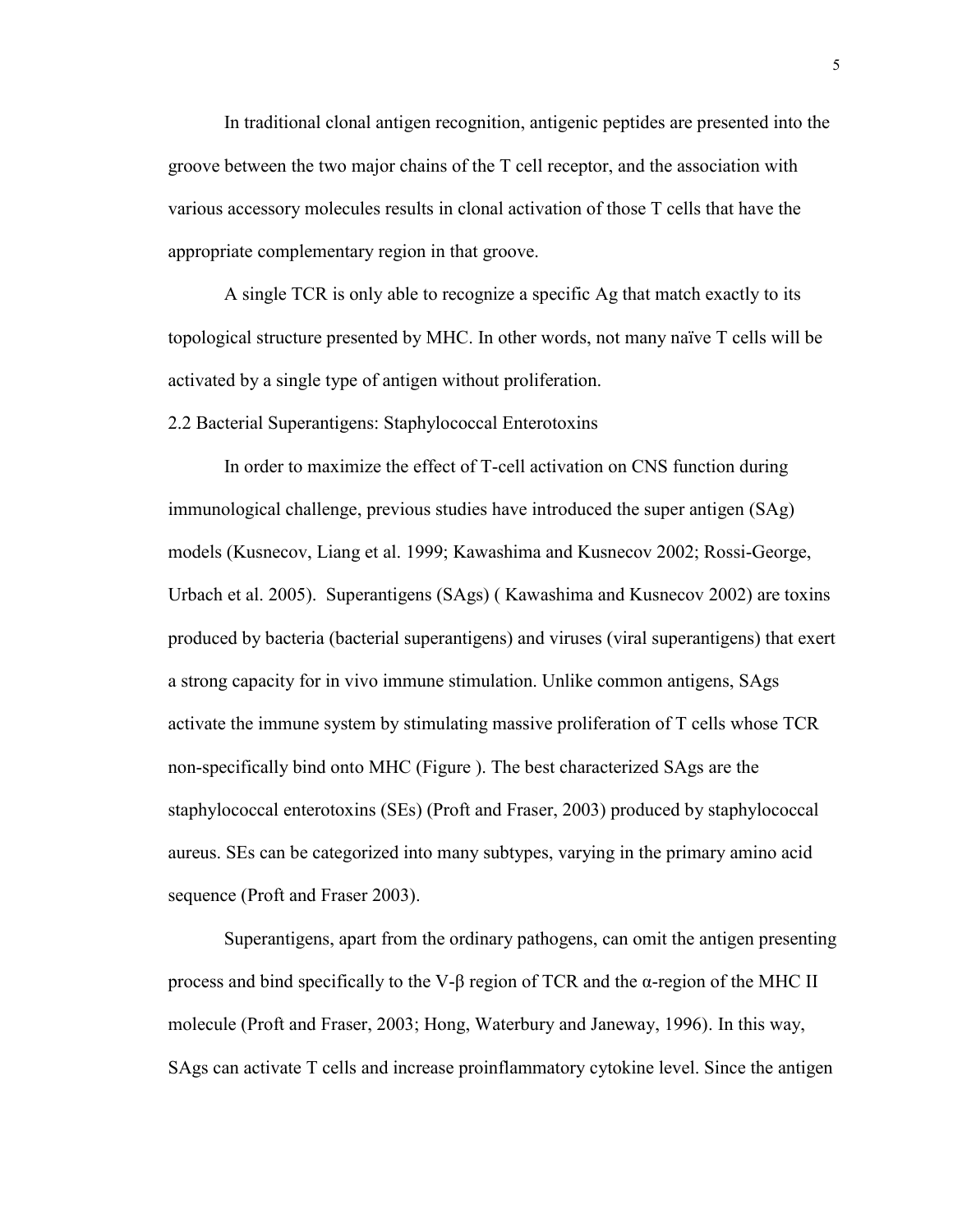In traditional clonal antigen recognition, antigenic peptides are presented into the groove between the two major chains of the T cell receptor, and the association with various accessory molecules results in clonal activation of those T cells that have the appropriate complementary region in that groove.

A single TCR is only able to recognize a specific Ag that match exactly to its topological structure presented by MHC. In other words, not many naïve T cells will be activated by a single type of antigen without proliferation.

## 2.2 Bacterial Superantigens: Staphylococcal Enterotoxins

In order to maximize the effect of T-cell activation on CNS function during immunological challenge, previous studies have introduced the super antigen (SAg) models (Kusnecov, Liang et al. 1999; Kawashima and Kusnecov 2002; Rossi-George, Urbach et al. 2005). Superantigens (SAgs) ( Kawashima and Kusnecov 2002) are toxins produced by bacteria (bacterial superantigens) and viruses (viral superantigens) that exert a strong capacity for in vivo immune stimulation. Unlike common antigens, SAgs activate the immune system by stimulating massive proliferation of T cells whose TCR non-specifically bind onto MHC (Figure ). The best characterized SAgs are the staphylococcal enterotoxins (SEs) (Proft and Fraser, 2003) produced by staphylococcal aureus. SEs can be categorized into many subtypes, varying in the primary amino acid sequence (Proft and Fraser 2003).

Superantigens, apart from the ordinary pathogens, can omit the antigen presenting process and bind specifically to the V-β region of TCR and the α-region of the MHC II molecule (Proft and Fraser, 2003; Hong, Waterbury and Janeway, 1996). In this way, SAgs can activate T cells and increase proinflammatory cytokine level. Since the antigen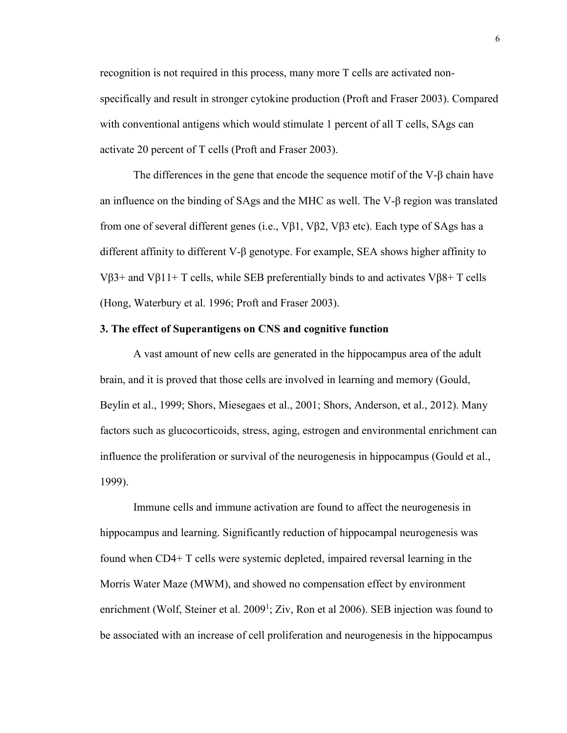recognition is not required in this process, many more T cells are activated non-specifically and result in stronger cytokine production (Proft and Fraser 2003). Compared with conventional antigens which would stimulate 1 percent of all T cells, SAgs can activate 20 percent of T cells (Proft and Fraser 2003).

The differences in the gene that encode the sequence motif of the V-β chain have an influence on the binding of SAgs and the MHC as well. The V-β region was translated from one of several different genes (i.e., Vβ1, Vβ2, Vβ3 etc). Each type of SAgs has a different affinity to different V-β genotype. For example, SEA shows higher affinity to Vβ3+ and Vβ11+ T cells, while SEB preferentially binds to and activates Vβ8+ T cells (Hong, Waterbury et al. 1996; Proft and Fraser 2003).

### 3. The effect of Superantigens on CNS and cognitive function

A vast amount of new cells are generated in the hippocampus area of the adult brain, and it is proved that those cells are involved in learning and memory (Gould, Beylin et al., 1999; Shors, Miesegaes et al., 2001; Shors, Anderson, et al., 2012). Many factors such as glucocorticoids, stress, aging, estrogen and environmental enrichment can influence the proliferation or survival of the neurogenesis in hippocampus (Gould et al., 1999).

Immune cells and immune activation are found to affect the neurogenesis in hippocampus and learning. Significantly reduction of hippocampal neurogenesis was found when CD4+ T cells were systemic depleted, impaired reversal learning in the Morris Water Maze (MWM), and showed no compensation effect by environment enrichment (Wolf, Steiner et al. 2009[1]; Ziv, Ron et al 2006). SEB injection was found to be associated with an increase of cell proliferation and neurogenesis in the hippocampus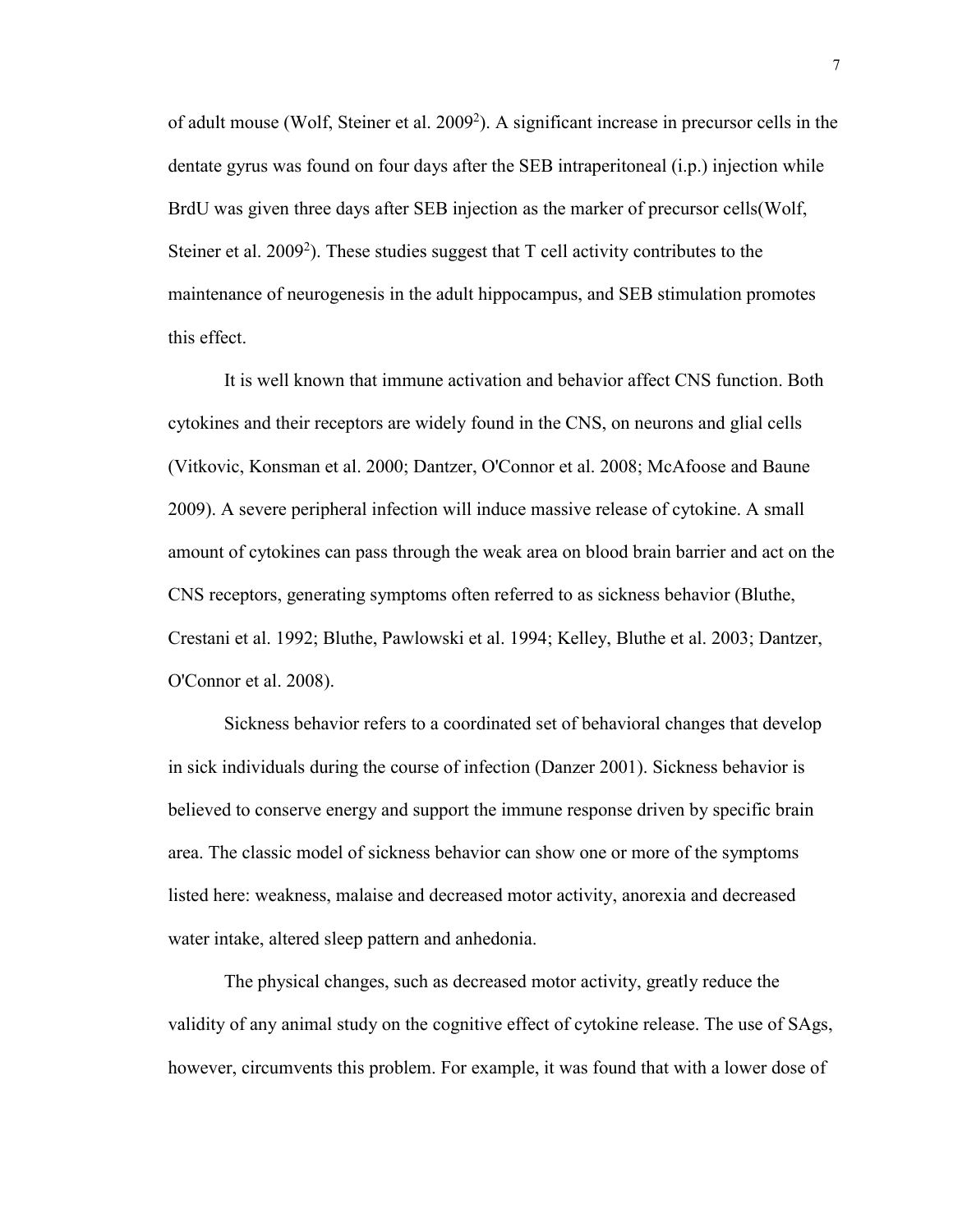of adult mouse (Wolf, Steiner et al. 2009[2]). A significant increase in precursor cells in the dentate gyrus was found on four days after the SEB intraperitoneal (i.p.) injection while BrdU was given three days after SEB injection as the marker of precursor cells(Wolf, Steiner et al. 2009[2]). These studies suggest that T cell activity contributes to the maintenance of neurogenesis in the adult hippocampus, and SEB stimulation promotes this effect.

It is well known that immune activation and behavior affect CNS function. Both cytokines and their receptors are widely found in the CNS, on neurons and glial cells (Vitkovic, Konsman et al. 2000; Dantzer, O'Connor et al. 2008; McAfoose and Baune 2009). A severe peripheral infection will induce massive release of cytokine. A small amount of cytokines can pass through the weak area on blood brain barrier and act on the CNS receptors, generating symptoms often referred to as sickness behavior (Bluthe, Crestani et al. 1992; Bluthe, Pawlowski et al. 1994; Kelley, Bluthe et al. 2003; Dantzer, O'Connor et al. 2008).

Sickness behavior refers to a coordinated set of behavioral changes that develop in sick individuals during the course of infection (Danzer 2001). Sickness behavior is believed to conserve energy and support the immune response driven by specific brain area. The classic model of sickness behavior can show one or more of the symptoms listed here: weakness, malaise and decreased motor activity, anorexia and decreased water intake, altered sleep pattern and anhedonia.

The physical changes, such as decreased motor activity, greatly reduce the validity of any animal study on the cognitive effect of cytokine release. The use of SAgs, however, circumvents this problem. For example, it was found that with a lower dose of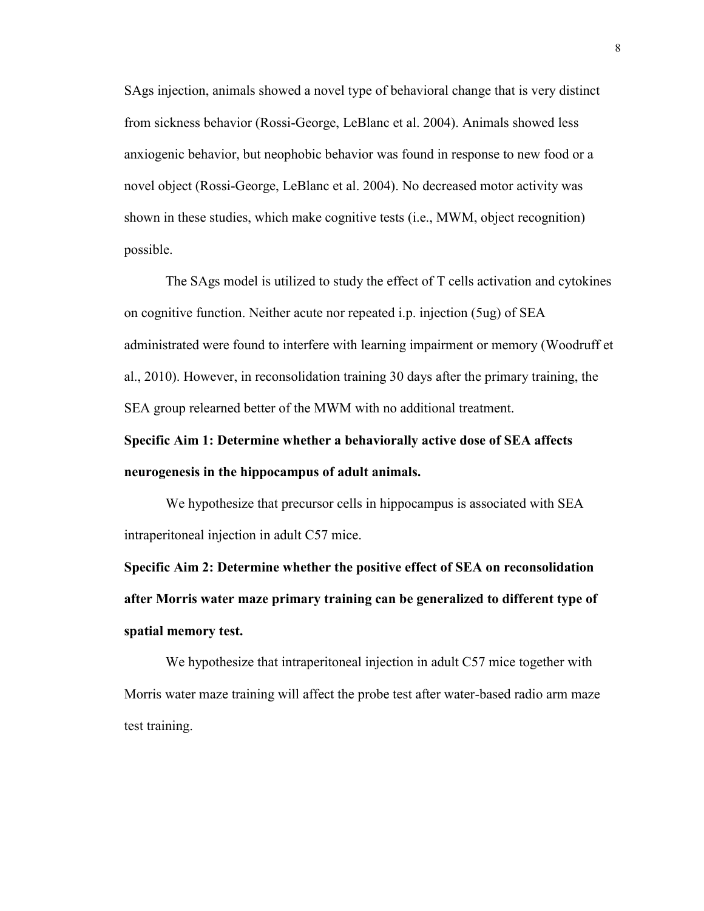SAgs injection, animals showed a novel type of behavioral change that is very distinct from sickness behavior (Rossi-George, LeBlanc et al. 2004). Animals showed less anxiogenic behavior, but neophobic behavior was found in response to new food or a novel object (Rossi-George, LeBlanc et al. 2004). No decreased motor activity was shown in these studies, which make cognitive tests (i.e., MWM, object recognition) possible.

The SAgs model is utilized to study the effect of T cells activation and cytokines on cognitive function. Neither acute nor repeated i.p. injection (5ug) of SEA administrated were found to interfere with learning impairment or memory (Woodruff et al., 2010). However, in reconsolidation training 30 days after the primary training, the SEA group relearned better of the MWM with no additional treatment.

**Specific Aim 1: Determine whether a behaviorally active dose of SEA affects neurogenesis in the hippocampus of adult animals.**

We hypothesize that precursor cells in hippocampus is associated with SEA intraperitoneal injection in adult C57 mice.

**Specific Aim 2: Determine whether the positive effect of SEA on reconsolidation after Morris water maze primary training can be generalized to different type of spatial memory test.**

We hypothesize that intraperitoneal injection in adult C57 mice together with Morris water maze training will affect the probe test after water-based radio arm maze test training.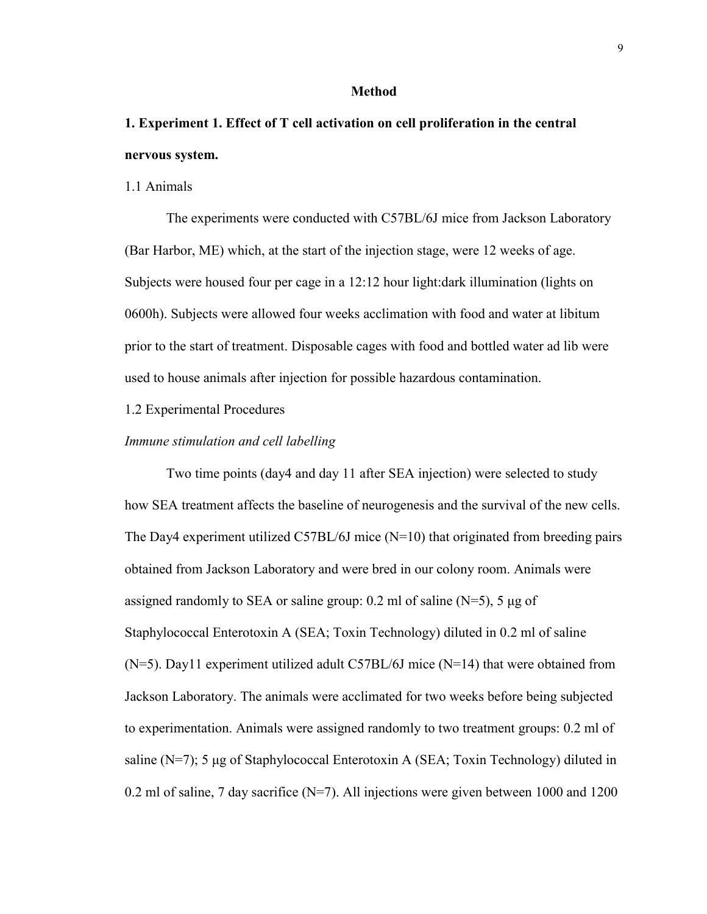## Method

### 1. Experiment 1. Effect of T cell activation on cell proliferation in the central nervous system.

1.1 Animals

The experiments were conducted with C57BL/6J mice from Jackson Laboratory (Bar Harbor, ME) which, at the start of the injection stage, were 12 weeks of age. Subjects were housed four per cage in a 12:12 hour light:dark illumination (lights on 0600h). Subjects were allowed four weeks acclimation with food and water at libitum prior to the start of treatment. Disposable cages with food and bottled water ad lib were used to house animals after injection for possible hazardous contamination.

1.2 Experimental Procedures

*Immune stimulation and cell labelling*

Two time points (day4 and day 11 after SEA injection) were selected to study how SEA treatment affects the baseline of neurogenesis and the survival of the new cells. The Day4 experiment utilized C57BL/6J mice (N=10) that originated from breeding pairs obtained from Jackson Laboratory and were bred in our colony room. Animals were assigned randomly to SEA or saline group: 0.2 ml of saline (N=5), 5 μg of Staphylococcal Enterotoxin A (SEA; Toxin Technology) diluted in 0.2 ml of saline (N=5). Day11 experiment utilized adult C57BL/6J mice (N=14) that were obtained from Jackson Laboratory. The animals were acclimated for two weeks before being subjected to experimentation. Animals were assigned randomly to two treatment groups: 0.2 ml of saline (N=7); 5 μg of Staphylococcal Enterotoxin A (SEA; Toxin Technology) diluted in 0.2 ml of saline, 7 day sacrifice (N=7). All injections were given between 1000 and 1200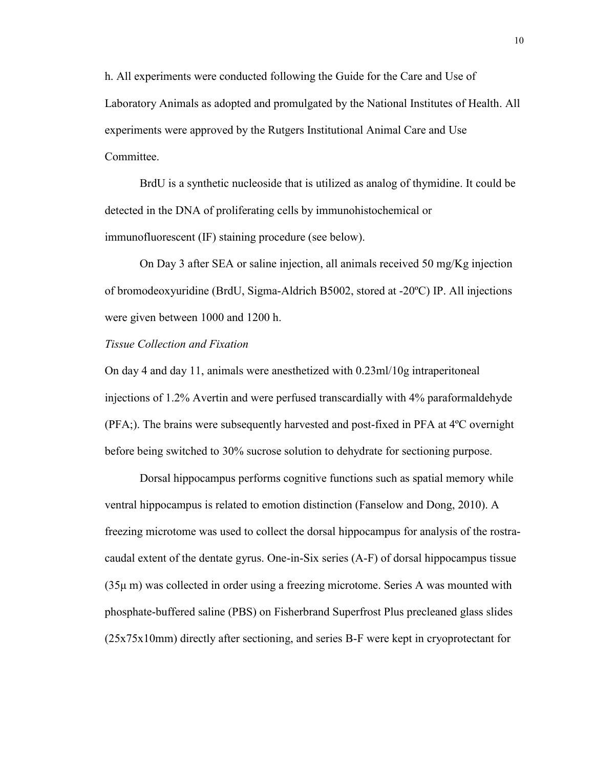h. All experiments were conducted following the Guide for the Care and Use of Laboratory Animals as adopted and promulgated by the National Institutes of Health. All experiments were approved by the Rutgers Institutional Animal Care and Use Committee.

BrdU is a synthetic nucleoside that is utilized as analog of thymidine. It could be detected in the DNA of proliferating cells by immunohistochemical or immunofluorescent (IF) staining procedure (see below).

On Day 3 after SEA or saline injection, all animals received 50 mg/Kg injection of bromodeoxyuridine (BrdU, Sigma-Aldrich B5002, stored at -20ºC) IP. All injections were given between 1000 and 1200 h.

*Tissue Collection and Fixation*

On day 4 and day 11, animals were anesthetized with 0.23ml/10g intraperitoneal injections of 1.2% Avertin and were perfused transcardially with 4% paraformaldehyde (PFA;). The brains were subsequently harvested and post-fixed in PFA at 4ºC overnight before being switched to 30% sucrose solution to dehydrate for sectioning purpose.

Dorsal hippocampus performs cognitive functions such as spatial memory while ventral hippocampus is related to emotion distinction (Fanselow and Dong, 2010). A freezing microtome was used to collect the dorsal hippocampus for analysis of the rostra-caudal extent of the dentate gyrus. One-in-Six series (A-F) of dorsal hippocampus tissue (35μ m) was collected in order using a freezing microtome. Series A was mounted with phosphate-buffered saline (PBS) on Fisherbrand Superfrost Plus precleaned glass slides (25x75x10mm) directly after sectioning, and series B-F were kept in cryoprotectant for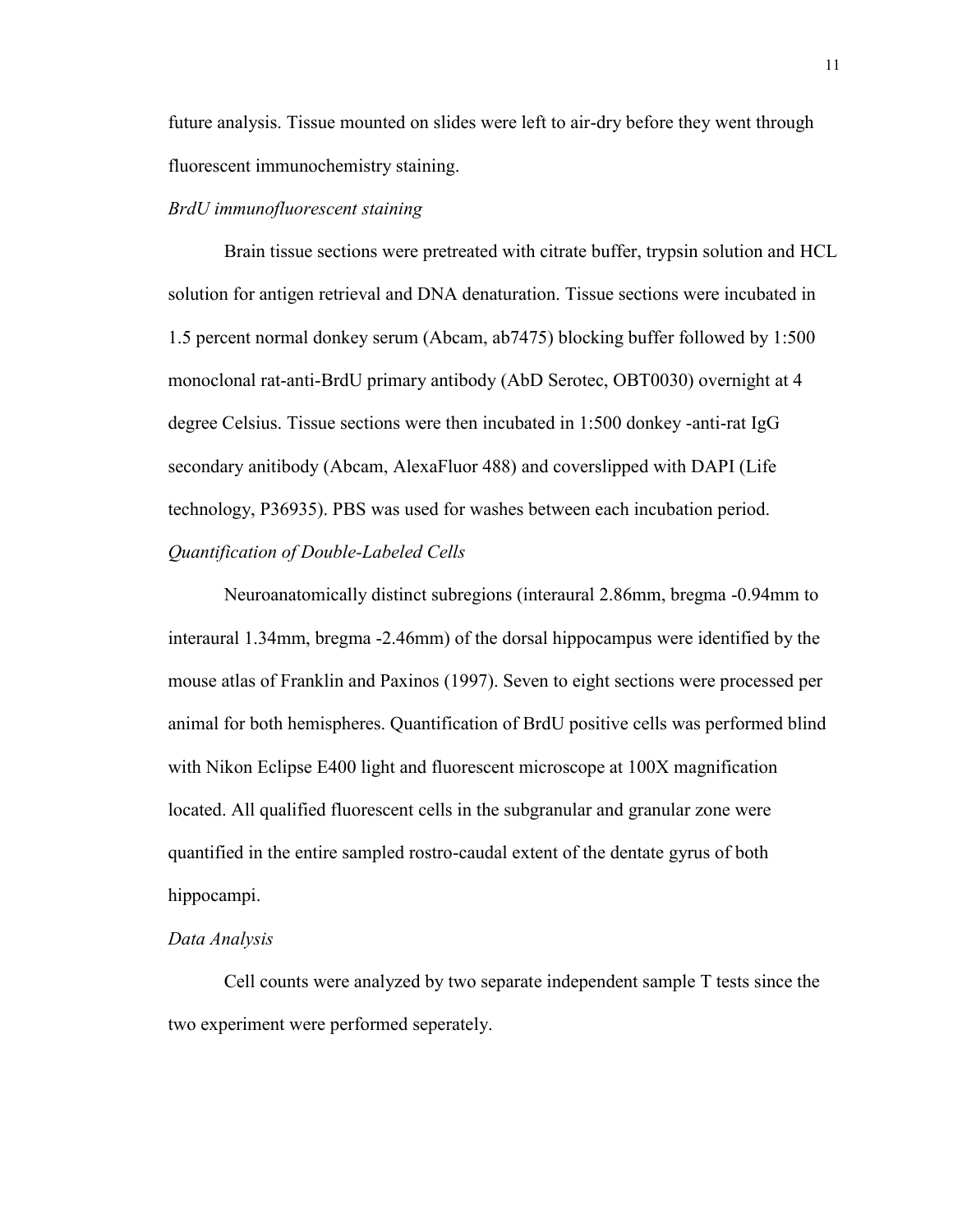future analysis. Tissue mounted on slides were left to air-dry before they went through fluorescent immunochemistry staining.

*BrdU immunofluorescent staining*

Brain tissue sections were pretreated with citrate buffer, trypsin solution and HCL solution for antigen retrieval and DNA denaturation. Tissue sections were incubated in 1.5 percent normal donkey serum (Abcam, ab7475) blocking buffer followed by 1:500 monoclonal rat-anti-BrdU primary antibody (AbD Serotec, OBT0030) overnight at 4 degree Celsius. Tissue sections were then incubated in 1:500 donkey -anti-rat IgG secondary anitibody (Abcam, AlexaFluor 488) and coverslipped with DAPI (Life technology, P36935). PBS was used for washes between each incubation period.

*Quantification of Double-Labeled Cells*

Neuroanatomically distinct subregions (interaural 2.86mm, bregma -0.94mm to interaural 1.34mm, bregma -2.46mm) of the dorsal hippocampus were identified by the mouse atlas of Franklin and Paxinos (1997). Seven to eight sections were processed per animal for both hemispheres. Quantification of BrdU positive cells was performed blind with Nikon Eclipse E400 light and fluorescent microscope at 100X magnification located. All qualified fluorescent cells in the subgranular and granular zone were quantified in the entire sampled rostro-caudal extent of the dentate gyrus of both hippocampi.

*Data Analysis*

Cell counts were analyzed by two separate independent sample T tests since the two experiment were performed seperately.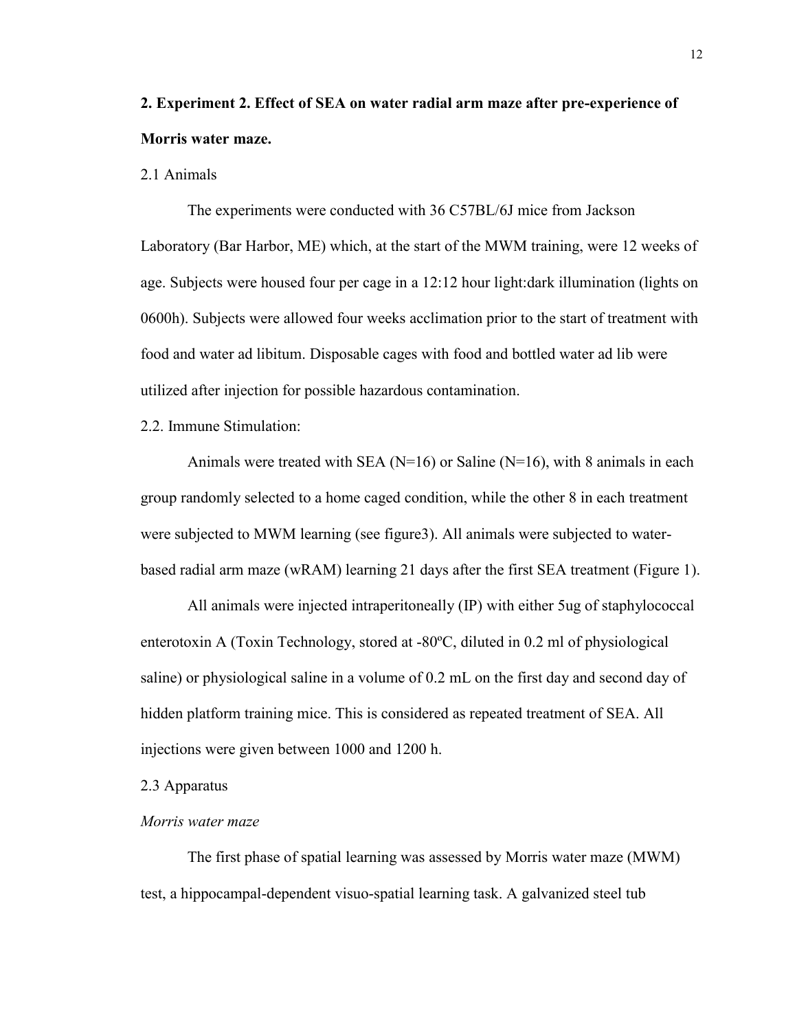## 2. Experiment 2. Effect of SEA on water radial arm maze after pre-experience of Morris water maze.

2.1 Animals

The experiments were conducted with 36 C57BL/6J mice from Jackson Laboratory (Bar Harbor, ME) which, at the start of the MWM training, were 12 weeks of age. Subjects were housed four per cage in a 12:12 hour light:dark illumination (lights on 0600h). Subjects were allowed four weeks acclimation prior to the start of treatment with food and water ad libitum. Disposable cages with food and bottled water ad lib were utilized after injection for possible hazardous contamination.

2.2. Immune Stimulation:

Animals were treated with SEA (N=16) or Saline (N=16), with 8 animals in each group randomly selected to a home caged condition, while the other 8 in each treatment were subjected to MWM learning (see figure3). All animals were subjected to water-based radial arm maze (wRAM) learning 21 days after the first SEA treatment (Figure 1).

All animals were injected intraperitoneally (IP) with either 5ug of staphylococcal enterotoxin A (Toxin Technology, stored at -80ºC, diluted in 0.2 ml of physiological saline) or physiological saline in a volume of 0.2 mL on the first day and second day of hidden platform training mice. This is considered as repeated treatment of SEA. All injections were given between 1000 and 1200 h.

2.3 Apparatus

*Morris water maze*

The first phase of spatial learning was assessed by Morris water maze (MWM) test, a hippocampal-dependent visuo-spatial learning task. A galvanized steel tub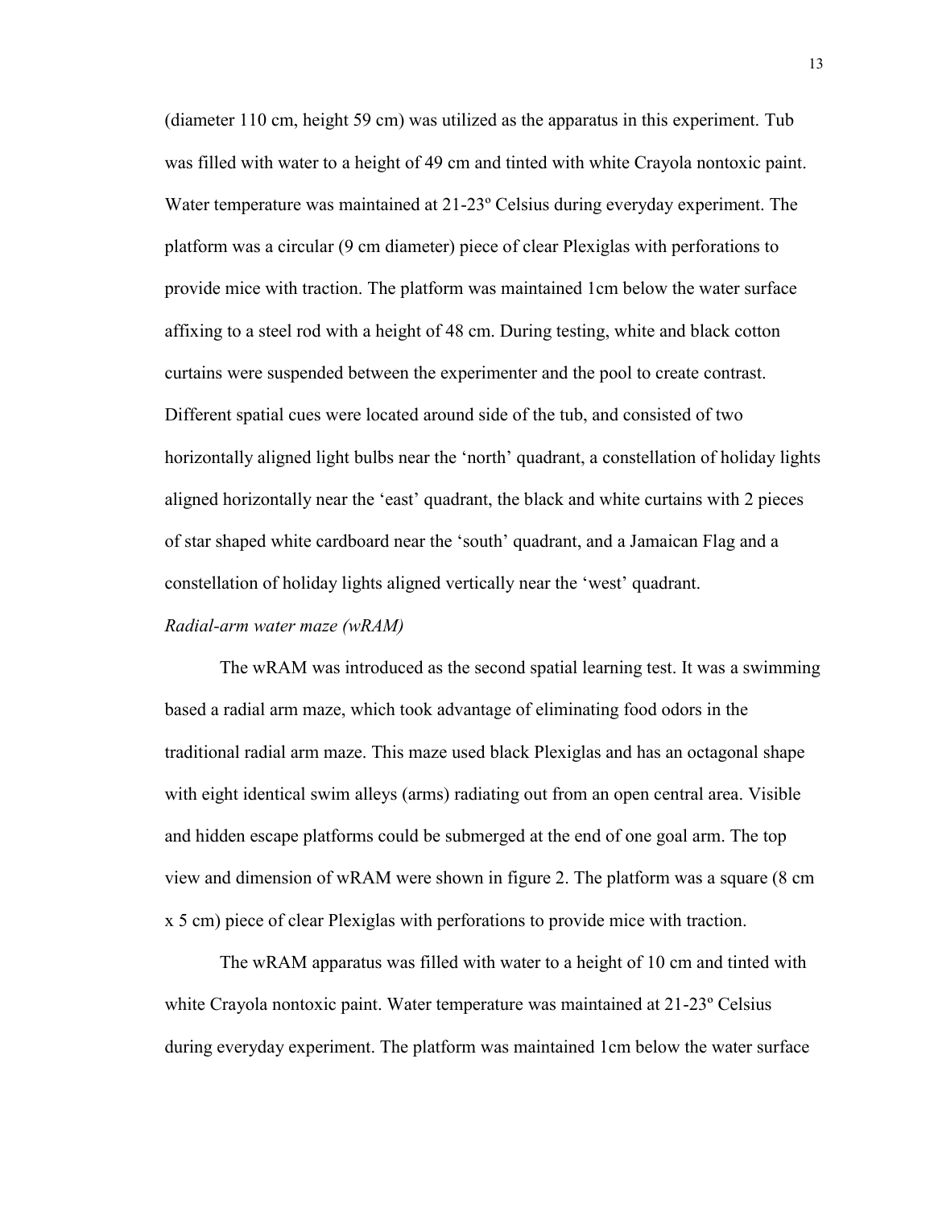(diameter 110 cm, height 59 cm) was utilized as the apparatus in this experiment. Tub was filled with water to a height of 49 cm and tinted with white Crayola nontoxic paint. Water temperature was maintained at 21-23º Celsius during everyday experiment. The platform was a circular (9 cm diameter) piece of clear Plexiglas with perforations to provide mice with traction. The platform was maintained 1cm below the water surface affixing to a steel rod with a height of 48 cm. During testing, white and black cotton curtains were suspended between the experimenter and the pool to create contrast. Different spatial cues were located around side of the tub, and consisted of two horizontally aligned light bulbs near the 'north' quadrant, a constellation of holiday lights aligned horizontally near the 'east' quadrant, the black and white curtains with 2 pieces of star shaped white cardboard near the 'south' quadrant, and a Jamaican Flag and a constellation of holiday lights aligned vertically near the 'west' quadrant.

*Radial-arm water maze (wRAM)*

The wRAM was introduced as the second spatial learning test. It was a swimming based a radial arm maze, which took advantage of eliminating food odors in the traditional radial arm maze. This maze used black Plexiglas and has an octagonal shape with eight identical swim alleys (arms) radiating out from an open central area. Visible and hidden escape platforms could be submerged at the end of one goal arm. The top view and dimension of wRAM were shown in figure 2. The platform was a square (8 cm x 5 cm) piece of clear Plexiglas with perforations to provide mice with traction.

The wRAM apparatus was filled with water to a height of 10 cm and tinted with white Crayola nontoxic paint. Water temperature was maintained at 21-23º Celsius during everyday experiment. The platform was maintained 1cm below the water surface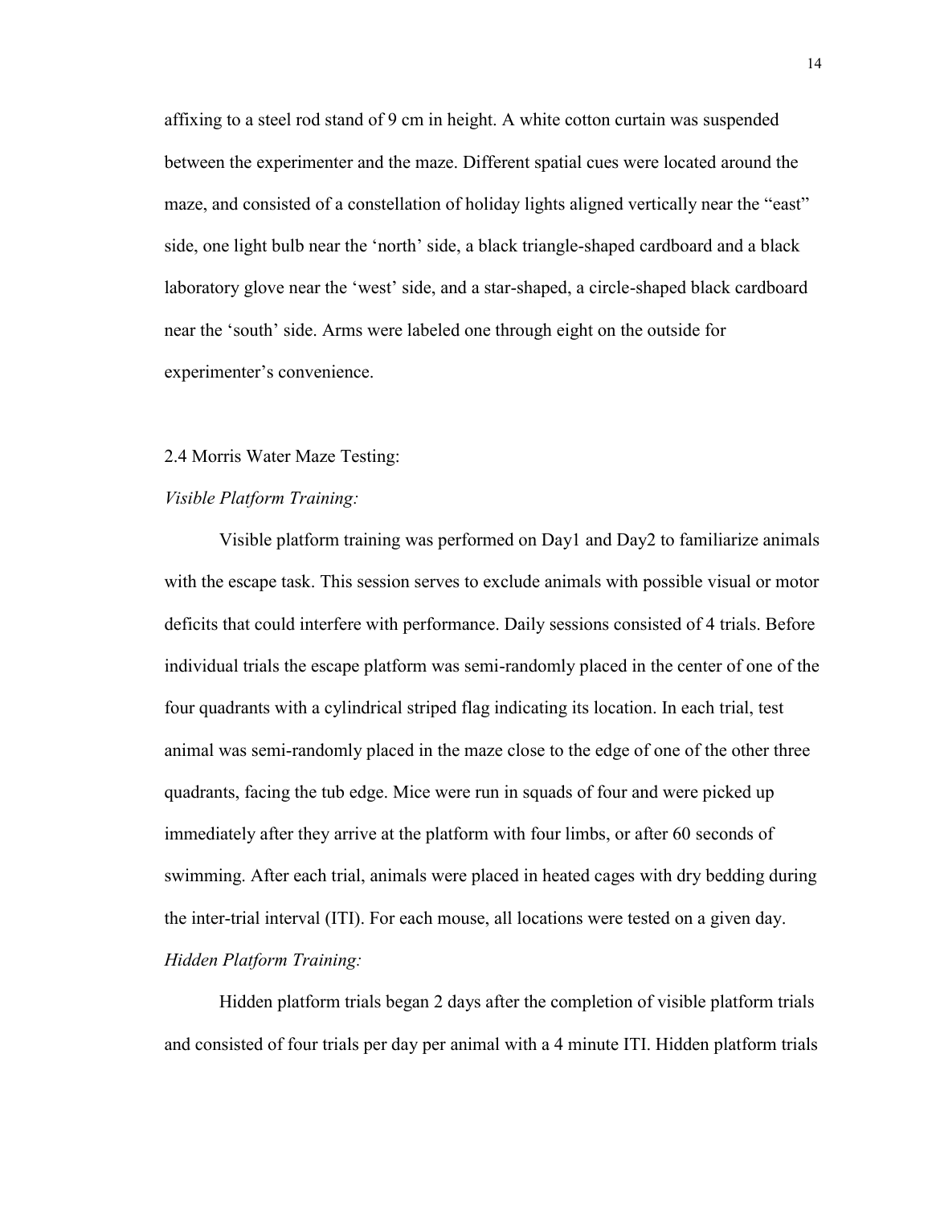affixing to a steel rod stand of 9 cm in height. A white cotton curtain was suspended between the experimenter and the maze. Different spatial cues were located around the maze, and consisted of a constellation of holiday lights aligned vertically near the "east" side, one light bulb near the 'north' side, a black triangle-shaped cardboard and a black laboratory glove near the 'west' side, and a star-shaped, a circle-shaped black cardboard near the 'south' side. Arms were labeled one through eight on the outside for experimenter's convenience.

## 2.4 Morris Water Maze Testing:

*Visible Platform Training:*

Visible platform training was performed on Day1 and Day2 to familiarize animals with the escape task. This session serves to exclude animals with possible visual or motor deficits that could interfere with performance. Daily sessions consisted of 4 trials. Before individual trials the escape platform was semi-randomly placed in the center of one of the four quadrants with a cylindrical striped flag indicating its location. In each trial, test animal was semi-randomly placed in the maze close to the edge of one of the other three quadrants, facing the tub edge. Mice were run in squads of four and were picked up immediately after they arrive at the platform with four limbs, or after 60 seconds of swimming. After each trial, animals were placed in heated cages with dry bedding during the inter-trial interval (ITI). For each mouse, all locations were tested on a given day.

*Hidden Platform Training:*

Hidden platform trials began 2 days after the completion of visible platform trials and consisted of four trials per day per animal with a 4 minute ITI. Hidden platform trials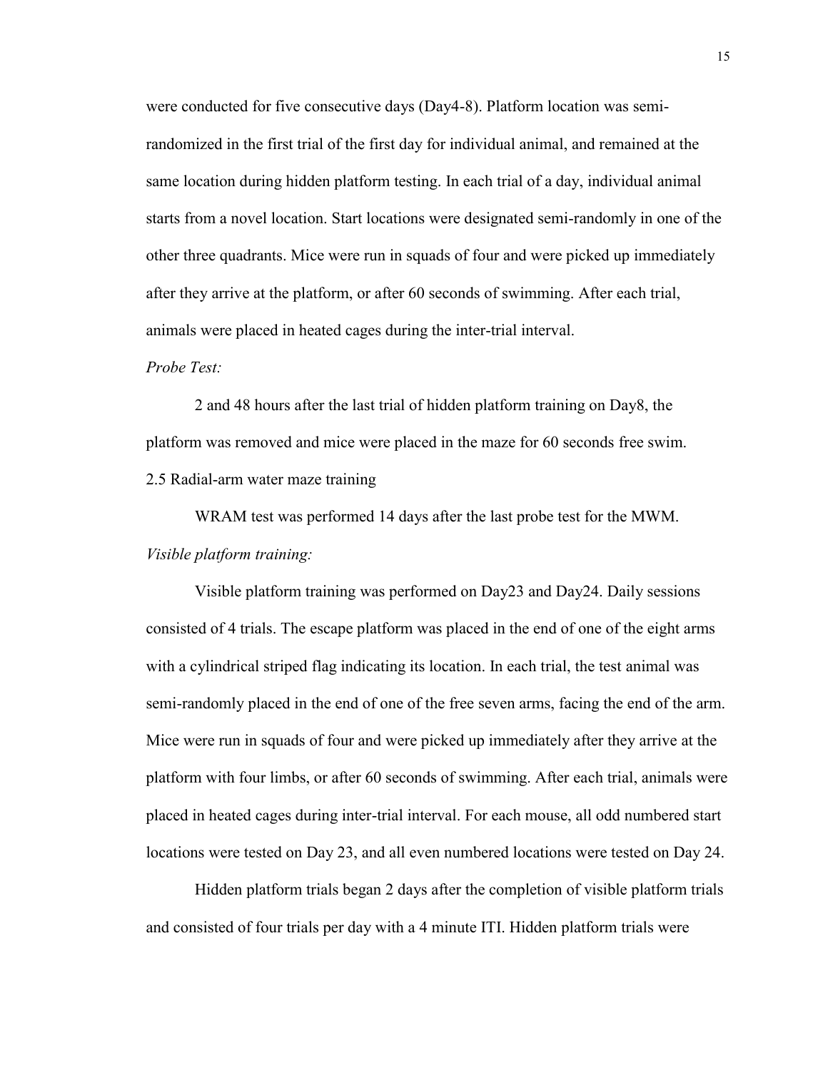were conducted for five consecutive days (Day4-8). Platform location was semi-randomized in the first trial of the first day for individual animal, and remained at the same location during hidden platform testing. In each trial of a day, individual animal starts from a novel location. Start locations were designated semi-randomly in one of the other three quadrants. Mice were run in squads of four and were picked up immediately after they arrive at the platform, or after 60 seconds of swimming. After each trial, animals were placed in heated cages during the inter-trial interval.

*Probe Test:*

2 and 48 hours after the last trial of hidden platform training on Day8, the platform was removed and mice were placed in the maze for 60 seconds free swim.

2.5 Radial-arm water maze training

WRAM test was performed 14 days after the last probe test for the MWM.

*Visible platform training:*

Visible platform training was performed on Day23 and Day24. Daily sessions consisted of 4 trials. The escape platform was placed in the end of one of the eight arms with a cylindrical striped flag indicating its location. In each trial, the test animal was semi-randomly placed in the end of one of the free seven arms, facing the end of the arm. Mice were run in squads of four and were picked up immediately after they arrive at the platform with four limbs, or after 60 seconds of swimming. After each trial, animals were placed in heated cages during inter-trial interval. For each mouse, all odd numbered start locations were tested on Day 23, and all even numbered locations were tested on Day 24.

Hidden platform trials began 2 days after the completion of visible platform trials and consisted of four trials per day with a 4 minute ITI. Hidden platform trials were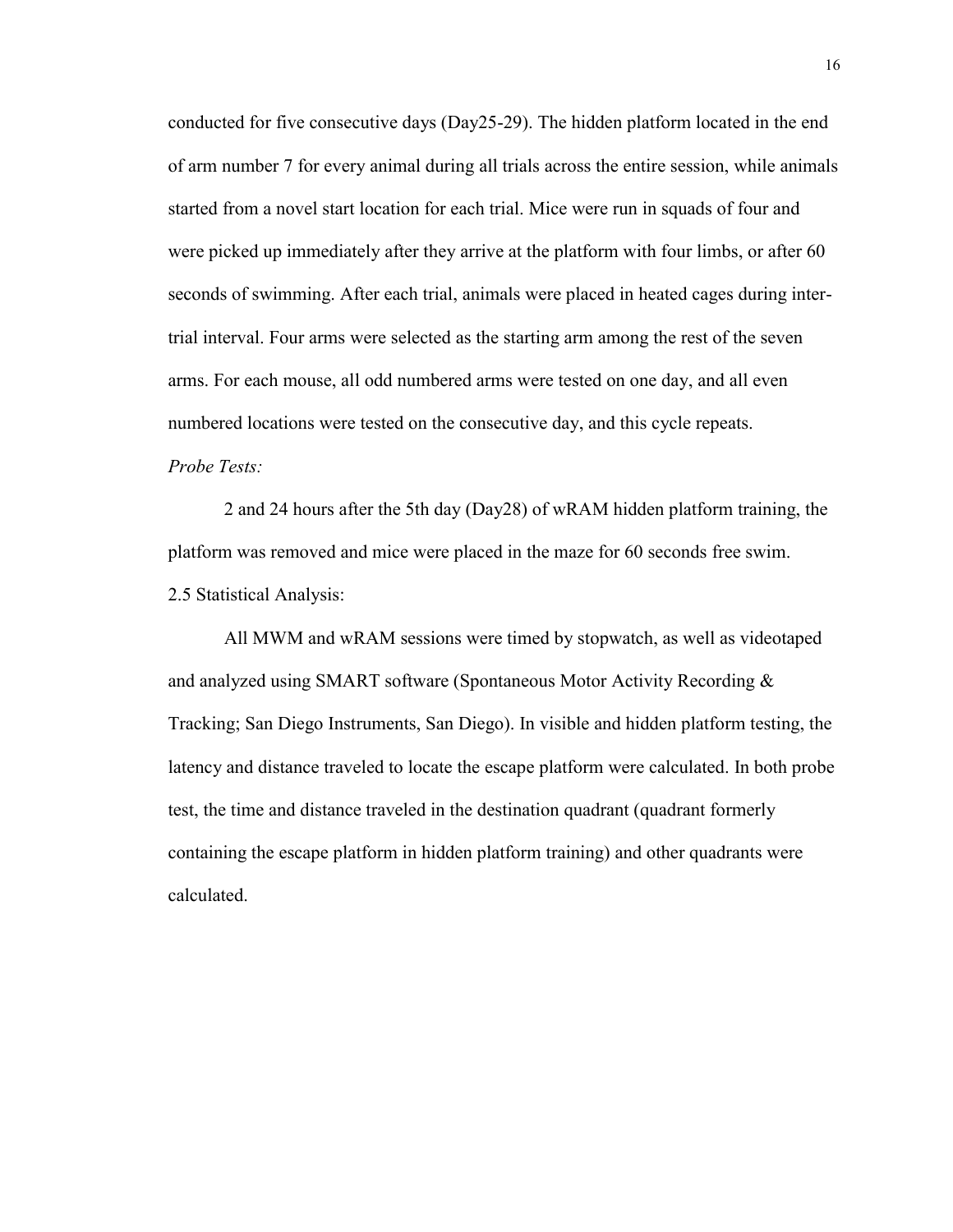conducted for five consecutive days (Day25-29). The hidden platform located in the end of arm number 7 for every animal during all trials across the entire session, while animals started from a novel start location for each trial. Mice were run in squads of four and were picked up immediately after they arrive at the platform with four limbs, or after 60 seconds of swimming. After each trial, animals were placed in heated cages during inter-trial interval. Four arms were selected as the starting arm among the rest of the seven arms. For each mouse, all odd numbered arms were tested on one day, and all even numbered locations were tested on the consecutive day, and this cycle repeats.

*Probe Tests:*

2 and 24 hours after the 5th day (Day28) of wRAM hidden platform training, the platform was removed and mice were placed in the maze for 60 seconds free swim.

2.5 Statistical Analysis:

All MWM and wRAM sessions were timed by stopwatch, as well as videotaped and analyzed using SMART software (Spontaneous Motor Activity Recording & Tracking; San Diego Instruments, San Diego). In visible and hidden platform testing, the latency and distance traveled to locate the escape platform were calculated. In both probe test, the time and distance traveled in the destination quadrant (quadrant formerly containing the escape platform in hidden platform training) and other quadrants were calculated.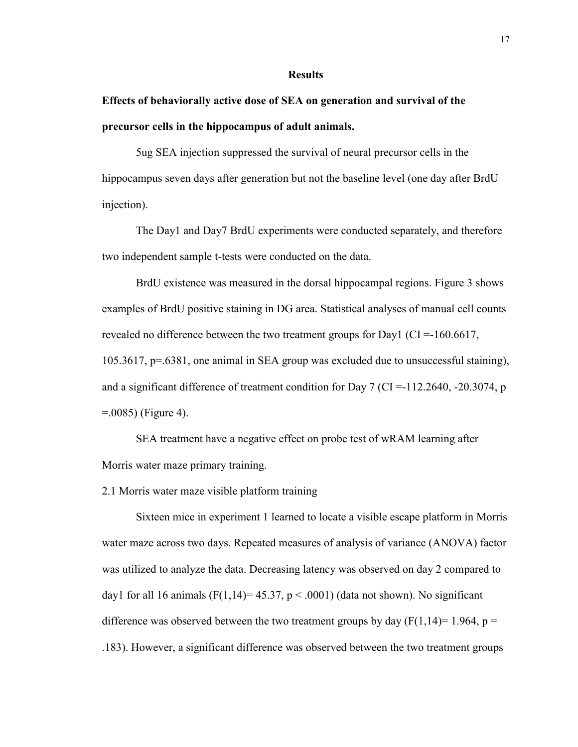# Results

**Effects of behaviorally active dose of SEA on generation and survival of the precursor cells in the hippocampus of adult animals.**

5ug SEA injection suppressed the survival of neural precursor cells in the hippocampus seven days after generation but not the baseline level (one day after BrdU injection).

The Day1 and Day7 BrdU experiments were conducted separately, and therefore two independent sample t-tests were conducted on the data.

BrdU existence was measured in the dorsal hippocampal regions. Figure 3 shows examples of BrdU positive staining in DG area. Statistical analyses of manual cell counts revealed no difference between the two treatment groups for Day1 (CI =-160.6617, 105.3617, $p=.6381$, one animal in SEA group was excluded due to unsuccessful staining), and a significant difference of treatment condition for Day 7 (CI =-112.2640, -20.3074, $p = .0085$) (Figure 4).

SEA treatment have a negative effect on probe test of wRAM learning after Morris water maze primary training.

2.1 Morris water maze visible platform training

Sixteen mice in experiment 1 learned to locate a visible escape platform in Morris water maze across two days. Repeated measures of analysis of variance (ANOVA) factor was utilized to analyze the data. Decreasing latency was observed on day 2 compared to day1 for all 16 animals ($F(1,14)= 45.37$, $p < .0001$) (data not shown). No significant difference was observed between the two treatment groups by day ($F(1,14)= 1.964$, $p = .183$). However, a significant difference was observed between the two treatment groups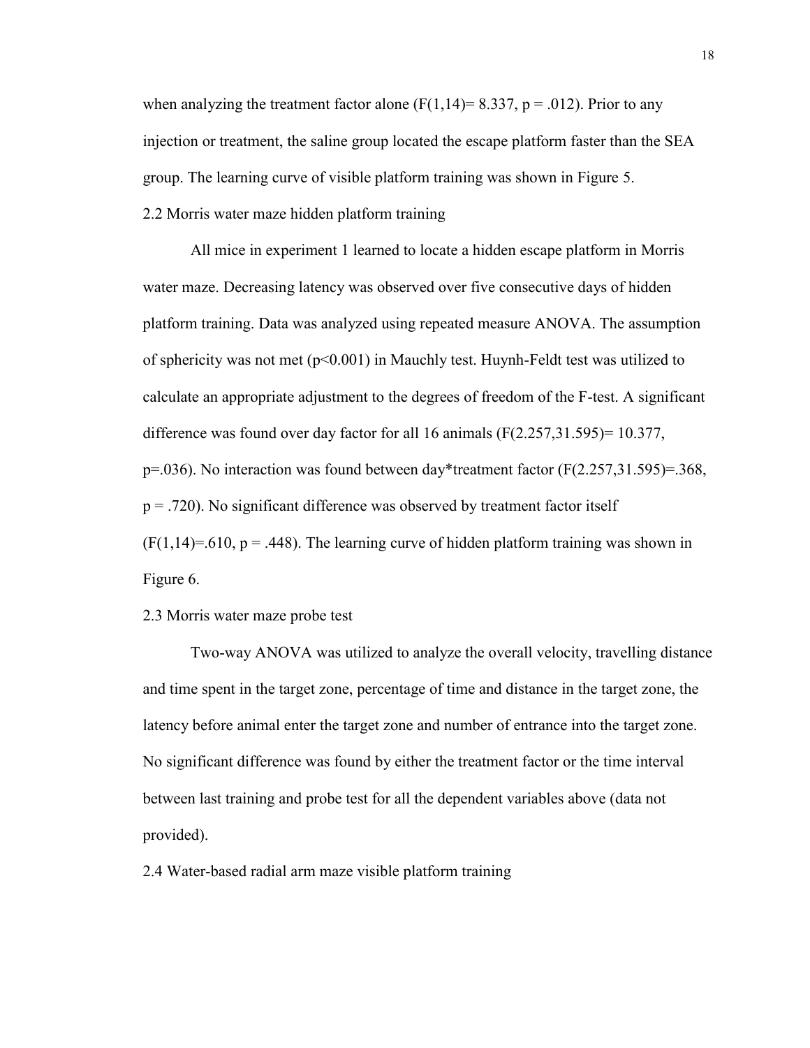when analyzing the treatment factor alone ($F(1,14) = 8.337$, $p = .012$). Prior to any injection or treatment, the saline group located the escape platform faster than the SEA group. The learning curve of visible platform training was shown in Figure 5.

2.2 Morris water maze hidden platform training

All mice in experiment 1 learned to locate a hidden escape platform in Morris water maze. Decreasing latency was observed over five consecutive days of hidden platform training. Data was analyzed using repeated measure ANOVA. The assumption of sphericity was not met ($p<0.001$) in Mauchly test. Huynh-Feldt test was utilized to calculate an appropriate adjustment to the degrees of freedom of the F-test. A significant difference was found over day factor for all 16 animals ($F(2.257,31.595) = 10.377$, $p=.036$). No interaction was found between day*treatment factor ($F(2.257,31.595)=.368$, $p = .720$). No significant difference was observed by treatment factor itself ($F(1,14)=.610$, $p = .448$). The learning curve of hidden platform training was shown in Figure 6.

2.3 Morris water maze probe test

Two-way ANOVA was utilized to analyze the overall velocity, travelling distance and time spent in the target zone, percentage of time and distance in the target zone, the latency before animal enter the target zone and number of entrance into the target zone. No significant difference was found by either the treatment factor or the time interval between last training and probe test for all the dependent variables above (data not provided).

2.4 Water-based radial arm maze visible platform training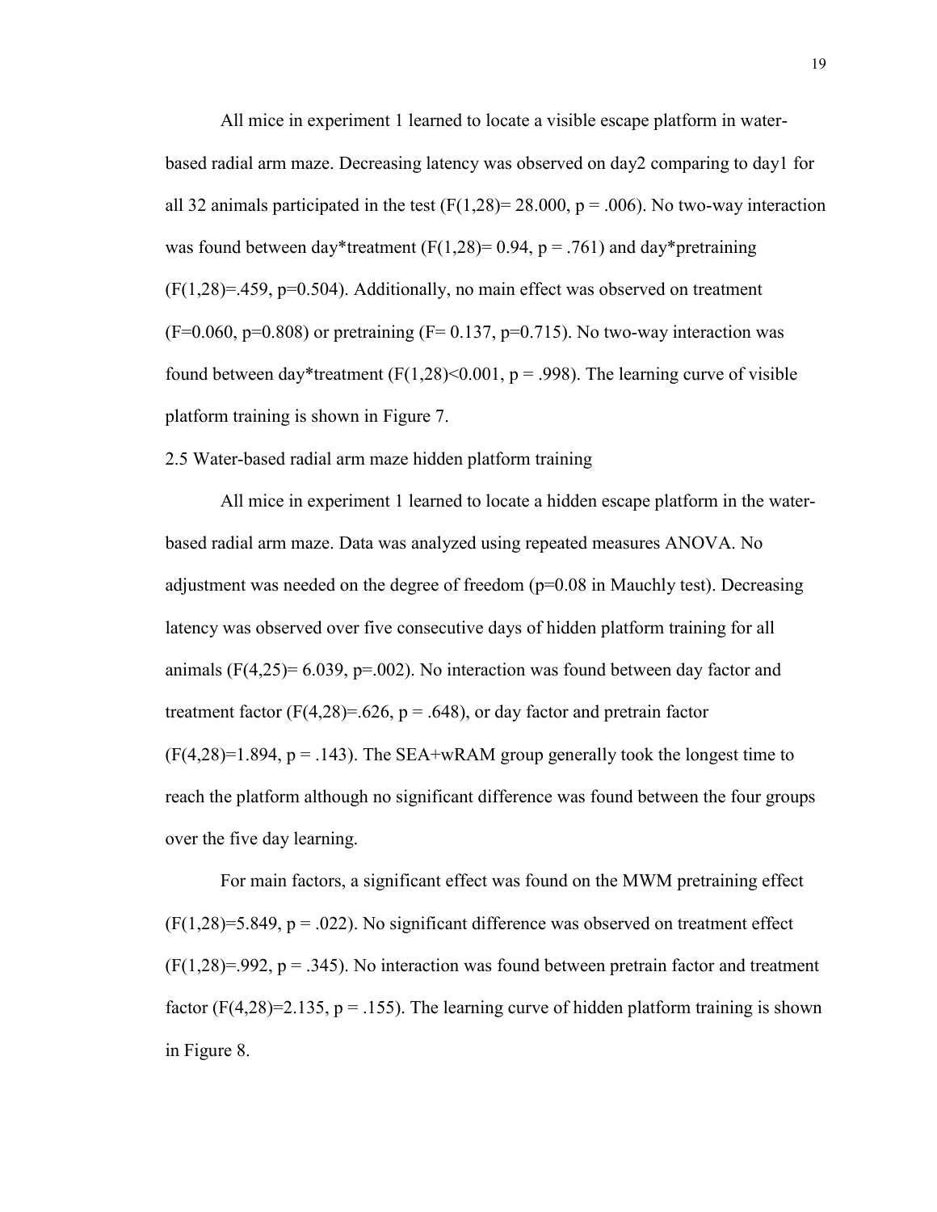All mice in experiment 1 learned to locate a visible escape platform in water-based radial arm maze. Decreasing latency was observed on day2 comparing to day1 for all 32 animals participated in the test ($F(1,28) = 28.000$, $p = .006$). No two-way interaction was found between day*treatment ($F(1,28) = 0.94$, $p = .761$) and day*pretraining ($F(1,28) = .459$, $p = 0.504$). Additionally, no main effect was observed on treatment ($F = 0.060$, $p = 0.808$) or pretraining ($F = 0.137$, $p = 0.715$). No two-way interaction was found between day*treatment ($F(1,28) < 0.001$, $p = .998$). The learning curve of visible platform training is shown in Figure 7.

2.5 Water-based radial arm maze hidden platform training

All mice in experiment 1 learned to locate a hidden escape platform in the water-based radial arm maze. Data was analyzed using repeated measures ANOVA. No adjustment was needed on the degree of freedom ($p = 0.08$ in Mauchly test). Decreasing latency was observed over five consecutive days of hidden platform training for all animals ($F(4,25) = 6.039$, $p = .002$). No interaction was found between day factor and treatment factor ($F(4,28) = .626$, $p = .648$), or day factor and pretrain factor ($F(4,28) = 1.894$, $p = .143$). The SEA+wRAM group generally took the longest time to reach the platform although no significant difference was found between the four groups over the five day learning.

For main factors, a significant effect was found on the MWM pretraining effect ($F(1,28) = 5.849$, $p = .022$). No significant difference was observed on treatment effect ($F(1,28) = .992$, $p = .345$). No interaction was found between pretrain factor and treatment factor ($F(4,28) = 2.135$, $p = .155$). The learning curve of hidden platform training is shown in Figure 8.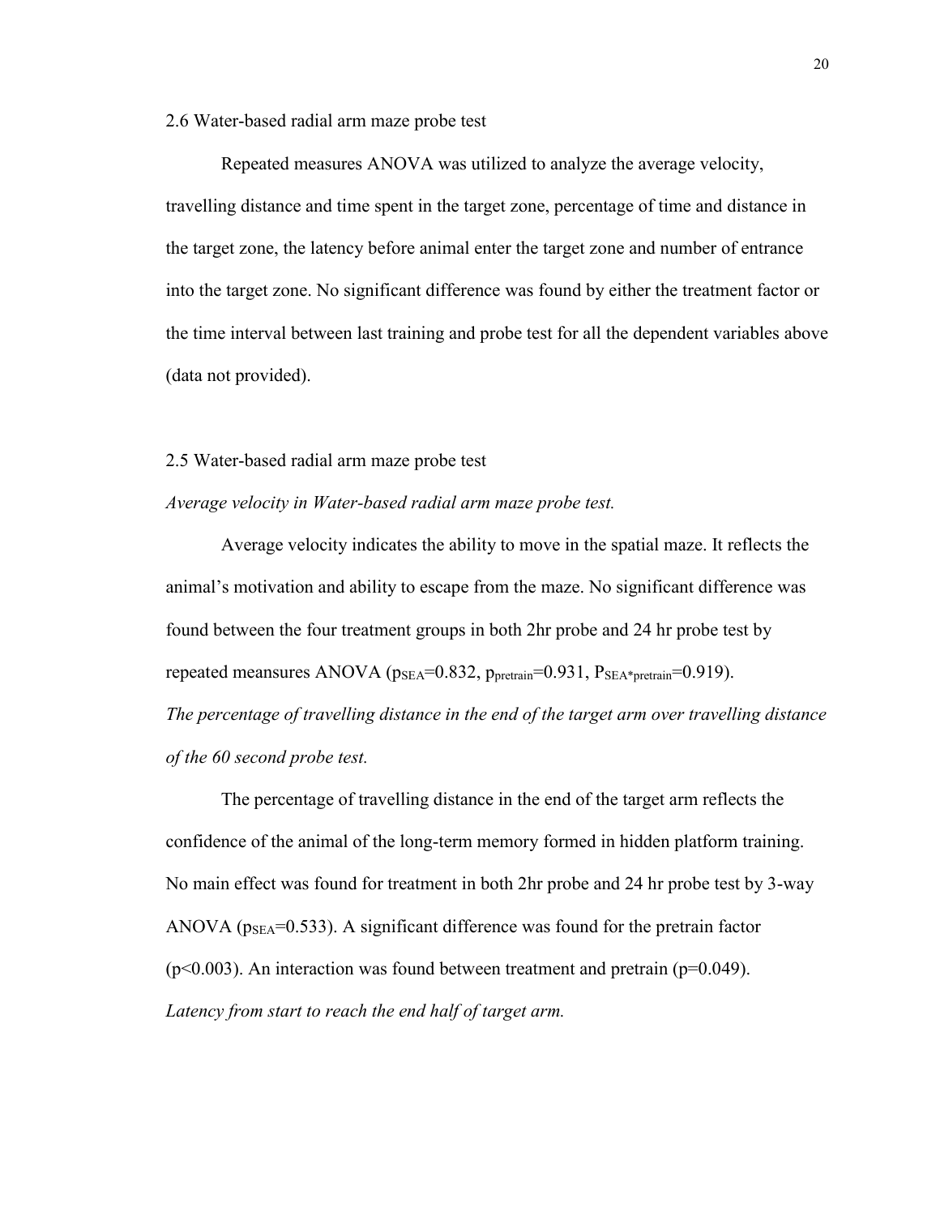2.6 Water-based radial arm maze probe test

Repeated measures ANOVA was utilized to analyze the average velocity, travelling distance and time spent in the target zone, percentage of time and distance in the target zone, the latency before animal enter the target zone and number of entrance into the target zone. No significant difference was found by either the treatment factor or the time interval between last training and probe test for all the dependent variables above (data not provided).

2.5 Water-based radial arm maze probe test

*Average velocity in Water-based radial arm maze probe test.*

Average velocity indicates the ability to move in the spatial maze. It reflects the animal's motivation and ability to escape from the maze. No significant difference was found between the four treatment groups in both 2hr probe and 24 hr probe test by repeated meansures ANOVA ($p_{SEA}$=0.832, $p_{pretrain}$=0.931, $P_{SEA*pretrain}$=0.919).

*The percentage of travelling distance in the end of the target arm over travelling distance of the 60 second probe test.*

The percentage of travelling distance in the end of the target arm reflects the confidence of the animal of the long-term memory formed in hidden platform training. No main effect was found for treatment in both 2hr probe and 24 hr probe test by 3-way ANOVA ($p_{SEA}$=0.533). A significant difference was found for the pretrain factor ($p<0.003$). An interaction was found between treatment and pretrain ($p=0.049$).

*Latency from start to reach the end half of target arm.*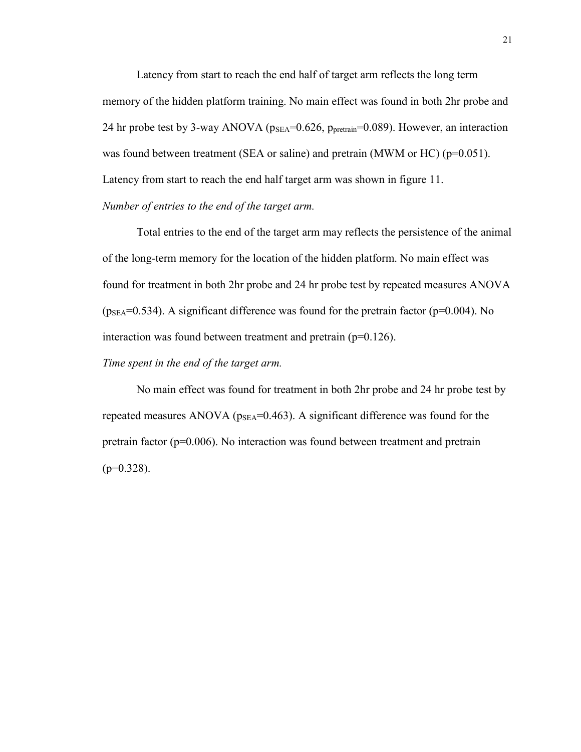Latency from start to reach the end half of target arm reflects the long term memory of the hidden platform training. No main effect was found in both 2hr probe and 24 hr probe test by 3-way ANOVA ($p_{SEA}$=0.626, $p_{pretrain}$=0.089). However, an interaction was found between treatment (SEA or saline) and pretrain (MWM or HC) (p=0.051). Latency from start to reach the end half target arm was shown in figure 11.

*Number of entries to the end of the target arm.*

Total entries to the end of the target arm may reflects the persistence of the animal of the long-term memory for the location of the hidden platform. No main effect was found for treatment in both 2hr probe and 24 hr probe test by repeated measures ANOVA ($p_{SEA}$=0.534). A significant difference was found for the pretrain factor (p=0.004). No interaction was found between treatment and pretrain (p=0.126).

*Time spent in the end of the target arm.*

No main effect was found for treatment in both 2hr probe and 24 hr probe test by repeated measures ANOVA ($p_{SEA}$=0.463). A significant difference was found for the pretrain factor (p=0.006). No interaction was found between treatment and pretrain (p=0.328).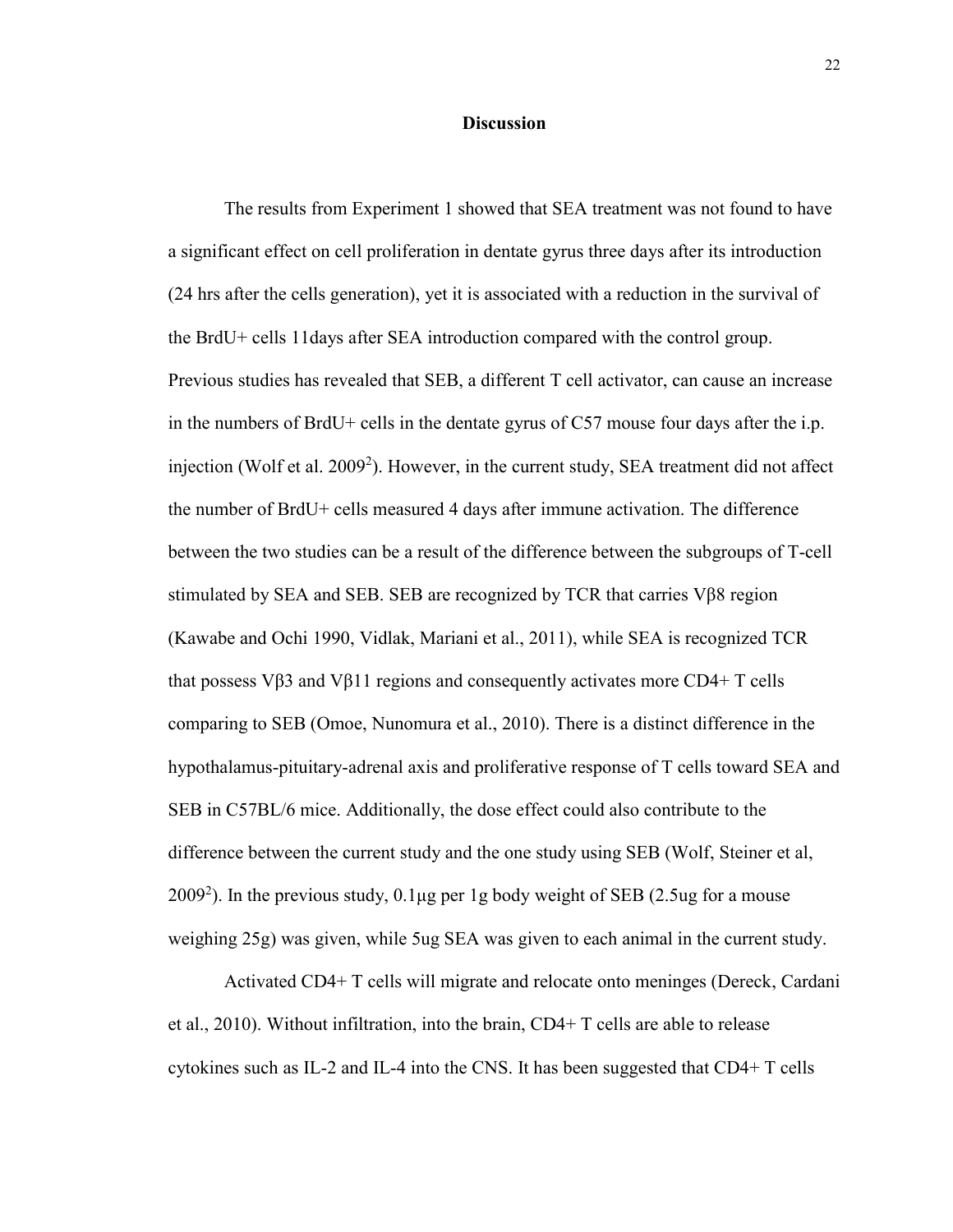## Discussion

The results from Experiment 1 showed that SEA treatment was not found to have a significant effect on cell proliferation in dentate gyrus three days after its introduction (24 hrs after the cells generation), yet it is associated with a reduction in the survival of the BrdU+ cells 11days after SEA introduction compared with the control group. Previous studies has revealed that SEB, a different T cell activator, can cause an increase in the numbers of BrdU+ cells in the dentate gyrus of C57 mouse four days after the i.p. injection (Wolf et al. 2009[2]). However, in the current study, SEA treatment did not affect the number of BrdU+ cells measured 4 days after immune activation. The difference between the two studies can be a result of the difference between the subgroups of T-cell stimulated by SEA and SEB. SEB are recognized by TCR that carries Vβ8 region (Kawabe and Ochi 1990, Vidlak, Mariani et al., 2011), while SEA is recognized TCR that possess Vβ3 and Vβ11 regions and consequently activates more CD4+ T cells comparing to SEB (Omoe, Nunomura et al., 2010). There is a distinct difference in the hypothalamus-pituitary-adrenal axis and proliferative response of T cells toward SEA and SEB in C57BL/6 mice. Additionally, the dose effect could also contribute to the difference between the current study and the one study using SEB (Wolf, Steiner et al, 2009[2]). In the previous study, 0.1μg per 1g body weight of SEB (2.5ug for a mouse weighing 25g) was given, while 5ug SEA was given to each animal in the current study.

Activated CD4+ T cells will migrate and relocate onto meninges (Dereck, Cardani et al., 2010). Without infiltration, into the brain, CD4+ T cells are able to release cytokines such as IL-2 and IL-4 into the CNS. It has been suggested that CD4+ T cells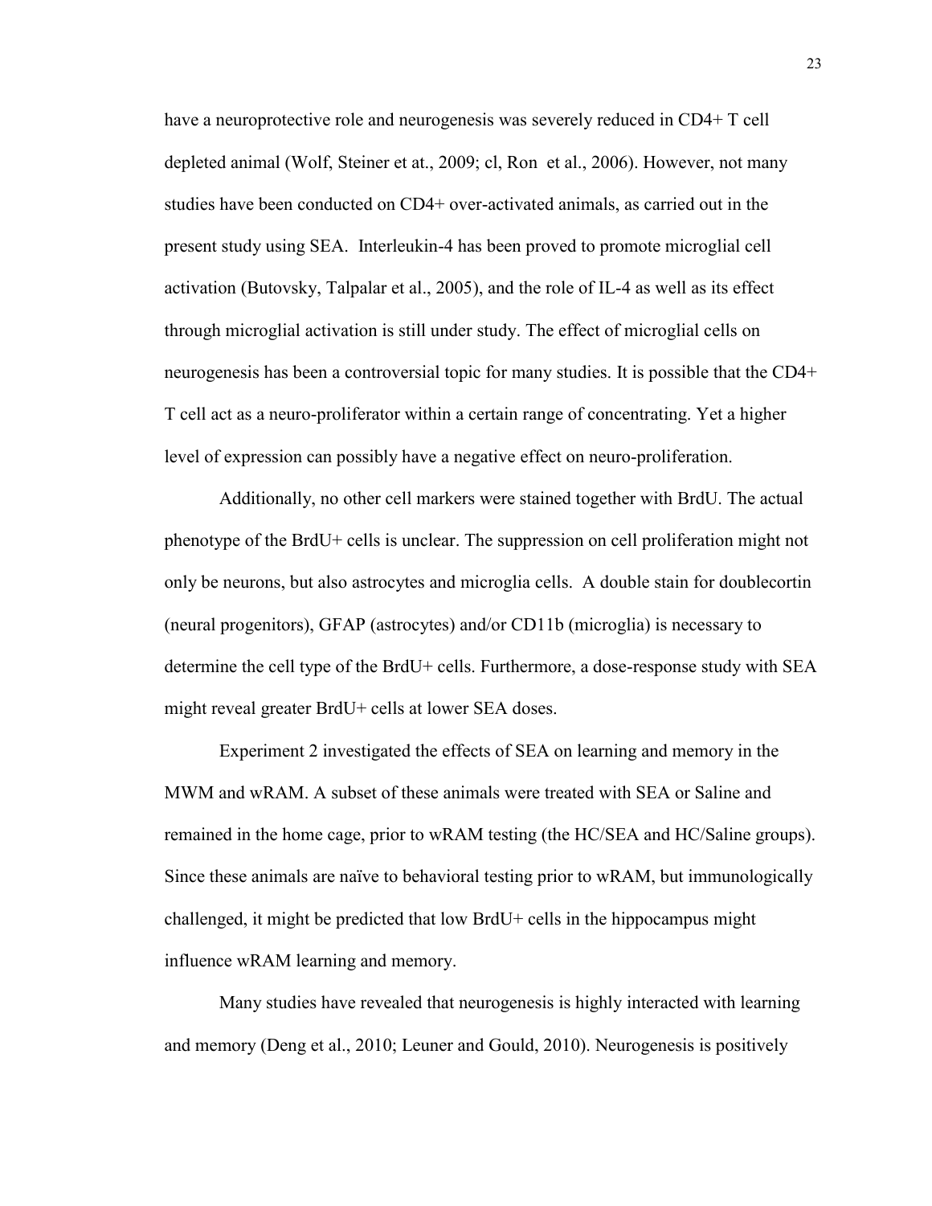have a neuroprotective role and neurogenesis was severely reduced in CD4+ T cell depleted animal (Wolf, Steiner et at., 2009; cl, Ron  et al., 2006). However, not many studies have been conducted on CD4+ over-activated animals, as carried out in the present study using SEA.  Interleukin-4 has been proved to promote microglial cell activation (Butovsky, Talpalar et al., 2005), and the role of IL-4 as well as its effect through microglial activation is still under study. The effect of microglial cells on neurogenesis has been a controversial topic for many studies. It is possible that the CD4+ T cell act as a neuro-proliferator within a certain range of concentrating. Yet a higher level of expression can possibly have a negative effect on neuro-proliferation.

Additionally, no other cell markers were stained together with BrdU. The actual phenotype of the BrdU+ cells is unclear. The suppression on cell proliferation might not only be neurons, but also astrocytes and microglia cells.  A double stain for doublecortin (neural progenitors), GFAP (astrocytes) and/or CD11b (microglia) is necessary to determine the cell type of the BrdU+ cells. Furthermore, a dose-response study with SEA might reveal greater BrdU+ cells at lower SEA doses.

Experiment 2 investigated the effects of SEA on learning and memory in the MWM and wRAM. A subset of these animals were treated with SEA or Saline and remained in the home cage, prior to wRAM testing (the HC/SEA and HC/Saline groups). Since these animals are naïve to behavioral testing prior to wRAM, but immunologically challenged, it might be predicted that low BrdU+ cells in the hippocampus might influence wRAM learning and memory.

Many studies have revealed that neurogenesis is highly interacted with learning and memory (Deng et al., 2010; Leuner and Gould, 2010). Neurogenesis is positively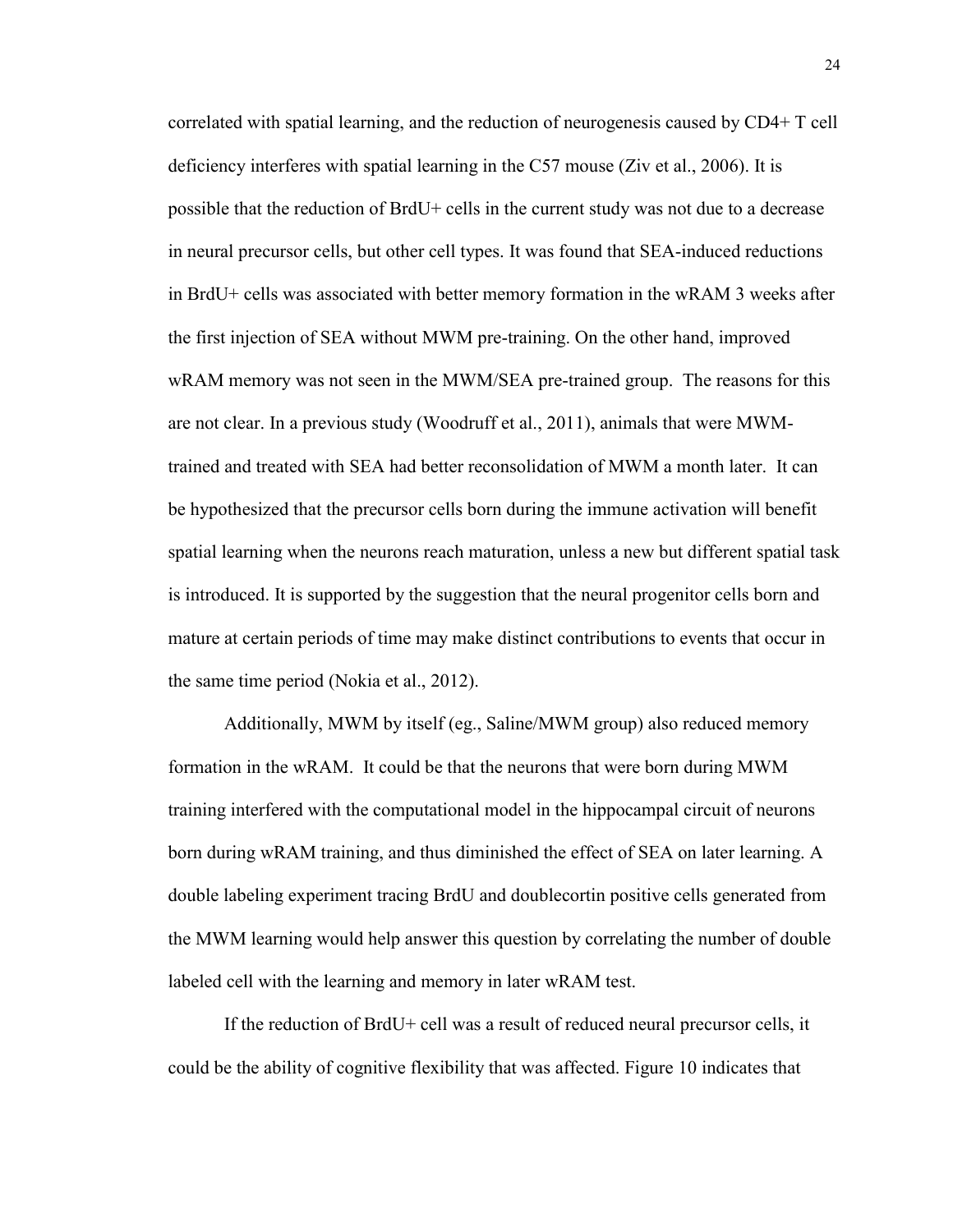correlated with spatial learning, and the reduction of neurogenesis caused by CD4+ T cell deficiency interferes with spatial learning in the C57 mouse (Ziv et al., 2006). It is possible that the reduction of BrdU+ cells in the current study was not due to a decrease in neural precursor cells, but other cell types. It was found that SEA-induced reductions in BrdU+ cells was associated with better memory formation in the wRAM 3 weeks after the first injection of SEA without MWM pre-training. On the other hand, improved wRAM memory was not seen in the MWM/SEA pre-trained group. The reasons for this are not clear. In a previous study (Woodruff et al., 2011), animals that were MWM-trained and treated with SEA had better reconsolidation of MWM a month later. It can be hypothesized that the precursor cells born during the immune activation will benefit spatial learning when the neurons reach maturation, unless a new but different spatial task is introduced. It is supported by the suggestion that the neural progenitor cells born and mature at certain periods of time may make distinct contributions to events that occur in the same time period (Nokia et al., 2012).

Additionally, MWM by itself (eg., Saline/MWM group) also reduced memory formation in the wRAM. It could be that the neurons that were born during MWM training interfered with the computational model in the hippocampal circuit of neurons born during wRAM training, and thus diminished the effect of SEA on later learning. A double labeling experiment tracing BrdU and doublecortin positive cells generated from the MWM learning would help answer this question by correlating the number of double labeled cell with the learning and memory in later wRAM test.

If the reduction of BrdU+ cell was a result of reduced neural precursor cells, it could be the ability of cognitive flexibility that was affected. Figure 10 indicates that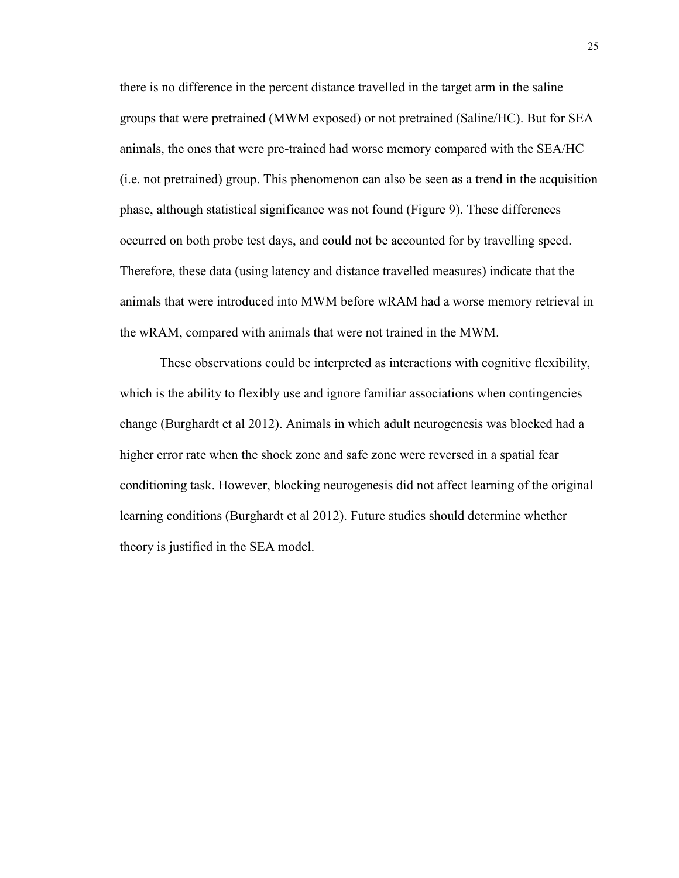there is no difference in the percent distance travelled in the target arm in the saline groups that were pretrained (MWM exposed) or not pretrained (Saline/HC). But for SEA animals, the ones that were pre-trained had worse memory compared with the SEA/HC (i.e. not pretrained) group. This phenomenon can also be seen as a trend in the acquisition phase, although statistical significance was not found (Figure 9). These differences occurred on both probe test days, and could not be accounted for by travelling speed. Therefore, these data (using latency and distance travelled measures) indicate that the animals that were introduced into MWM before wRAM had a worse memory retrieval in the wRAM, compared with animals that were not trained in the MWM.

These observations could be interpreted as interactions with cognitive flexibility, which is the ability to flexibly use and ignore familiar associations when contingencies change (Burghardt et al 2012). Animals in which adult neurogenesis was blocked had a higher error rate when the shock zone and safe zone were reversed in a spatial fear conditioning task. However, blocking neurogenesis did not affect learning of the original learning conditions (Burghardt et al 2012). Future studies should determine whether theory is justified in the SEA model.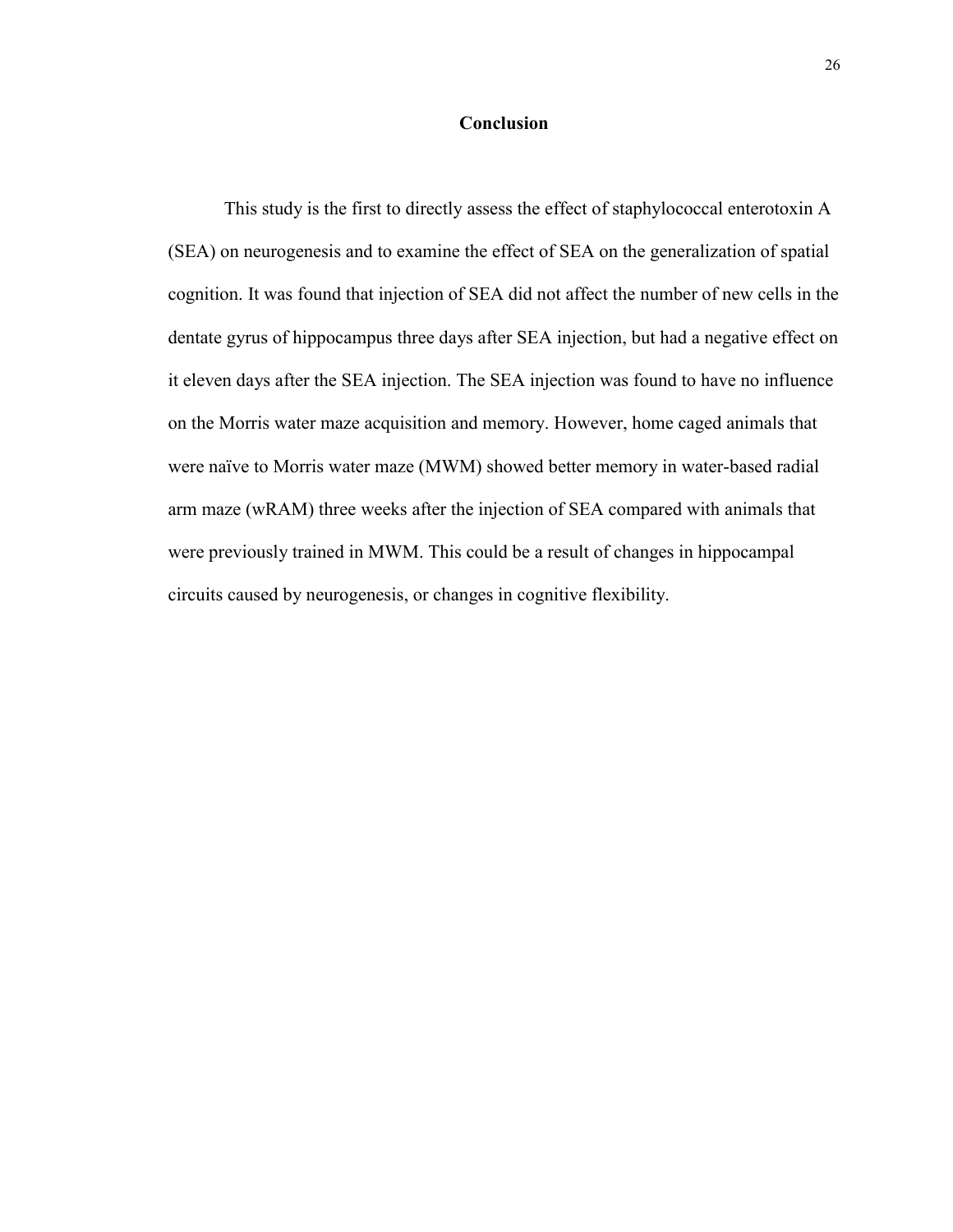# Conclusion

This study is the first to directly assess the effect of staphylococcal enterotoxin A (SEA) on neurogenesis and to examine the effect of SEA on the generalization of spatial cognition. It was found that injection of SEA did not affect the number of new cells in the dentate gyrus of hippocampus three days after SEA injection, but had a negative effect on it eleven days after the SEA injection. The SEA injection was found to have no influence on the Morris water maze acquisition and memory. However, home caged animals that were naïve to Morris water maze (MWM) showed better memory in water-based radial arm maze (wRAM) three weeks after the injection of SEA compared with animals that were previously trained in MWM. This could be a result of changes in hippocampal circuits caused by neurogenesis, or changes in cognitive flexibility.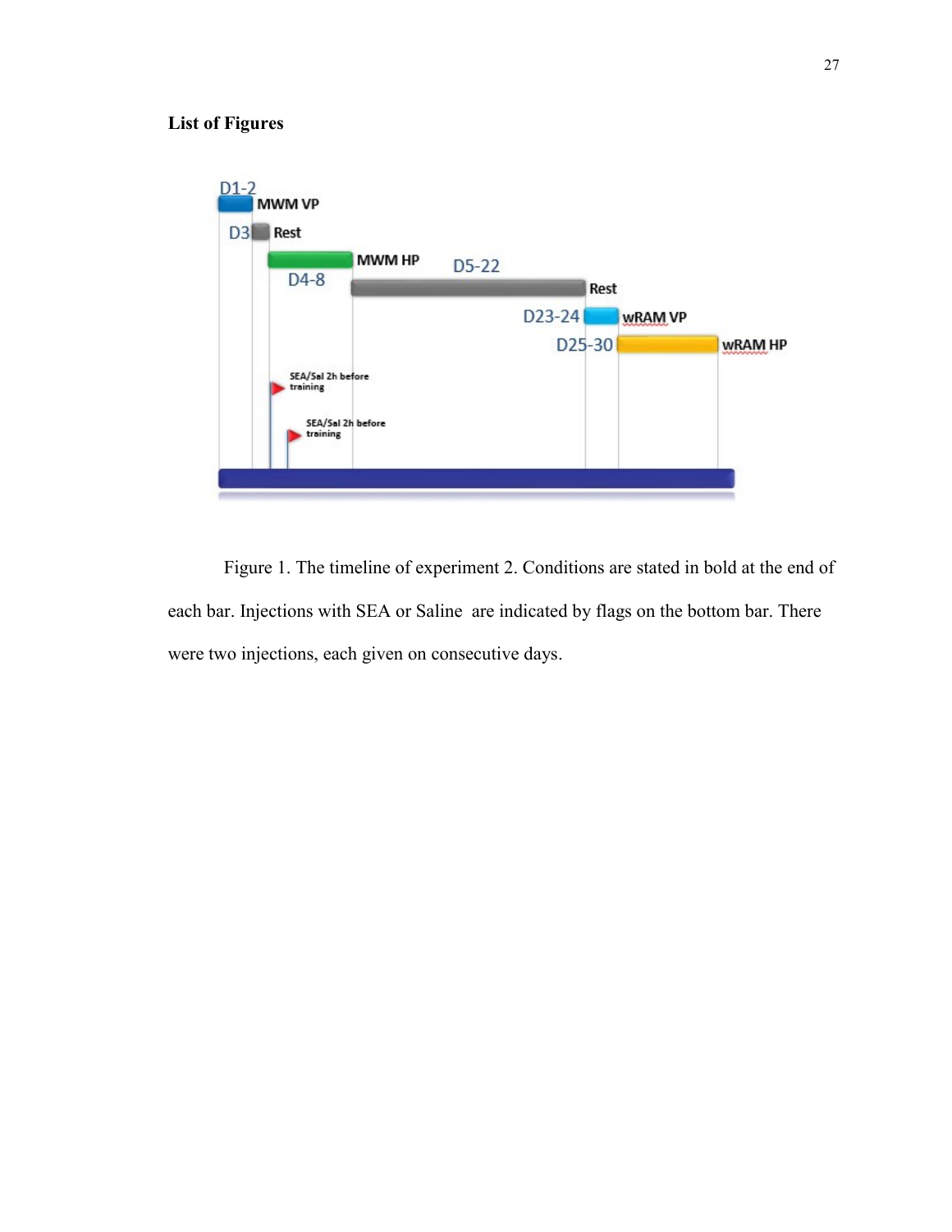**List of Figures**

Figure 1. The timeline of experiment 2. Conditions are stated in bold at the end of each bar. Injections with SEA or Saline are indicated by flags on the bottom bar. There were two injections, each given on consecutive days.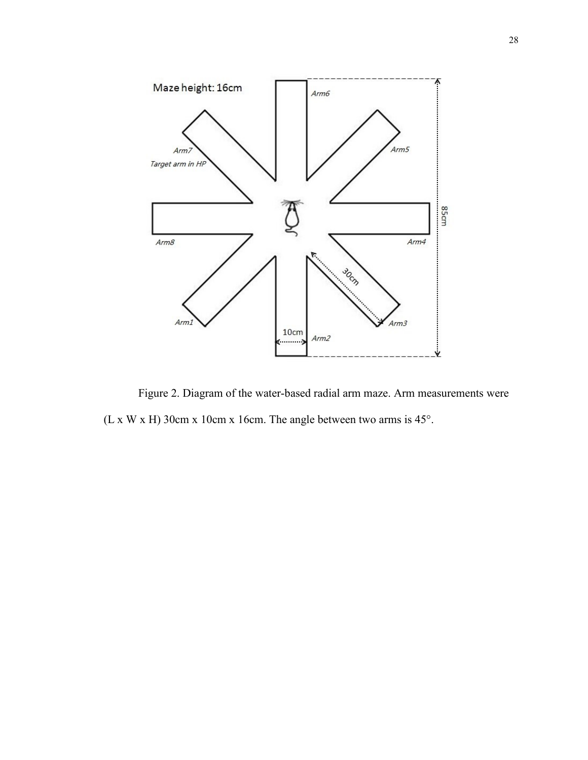Maze height: 16cm

Arm6

Arm5

Arm7
Target arm in HP

Arm8

Arm4

85cm

30cm

Arm1

10cm

Arm2

Arm3

Figure 2. Diagram of the water-based radial arm maze. Arm measurements were (L x W x H) 30cm x 10cm x 16cm. The angle between two arms is 45°.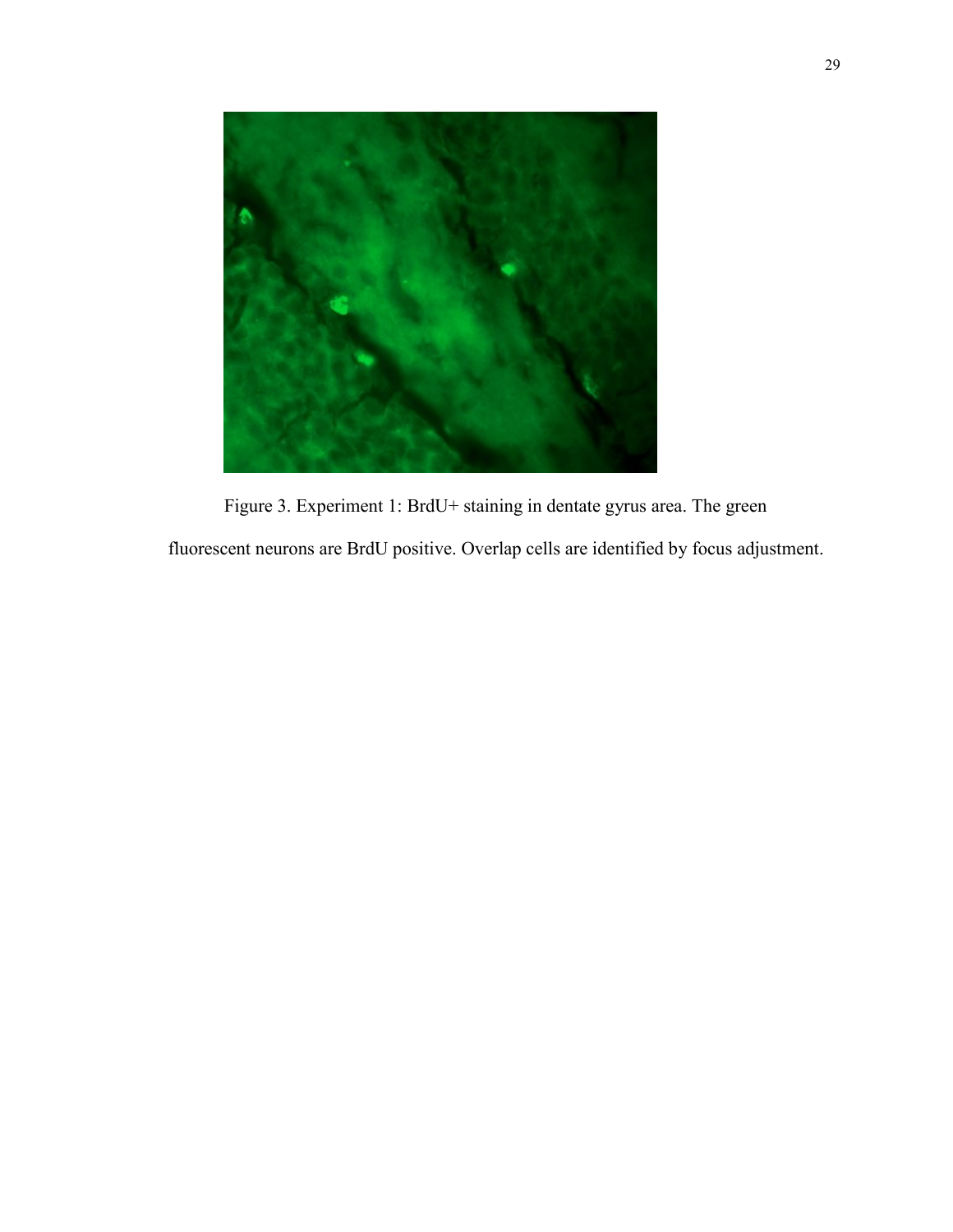Figure 3. Experiment 1: BrdU+ staining in dentate gyrus area. The green fluorescent neurons are BrdU positive. Overlap cells are identified by focus adjustment.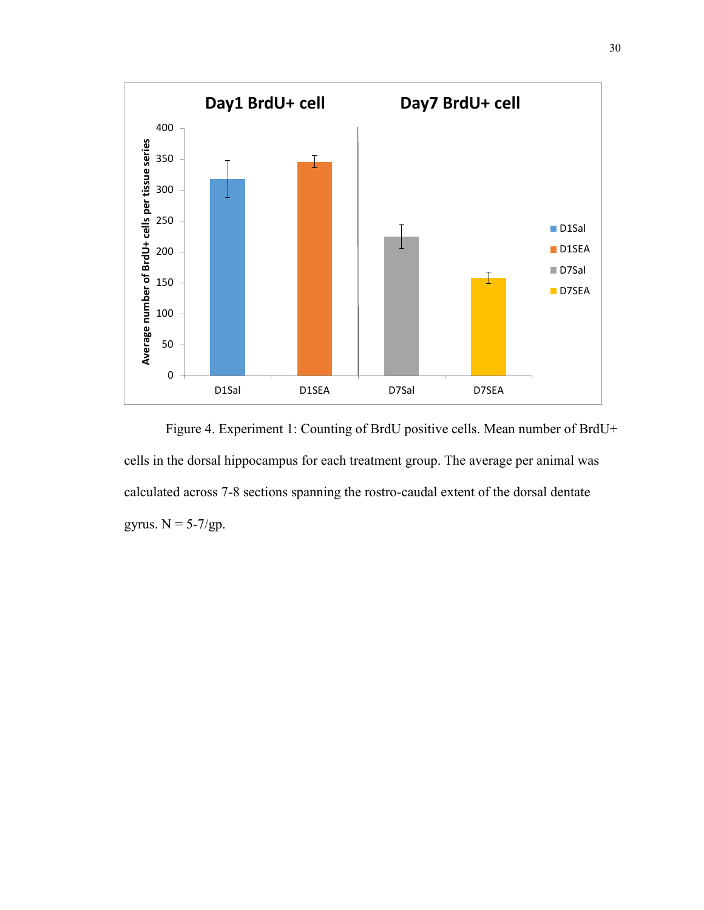Figure 4. Experiment 1: Counting of BrdU positive cells. Mean number of BrdU+ cells in the dorsal hippocampus for each treatment group. The average per animal was calculated across 7-8 sections spanning the rostro-caudal extent of the dorsal dentate gyrus. N = 5-7/gp.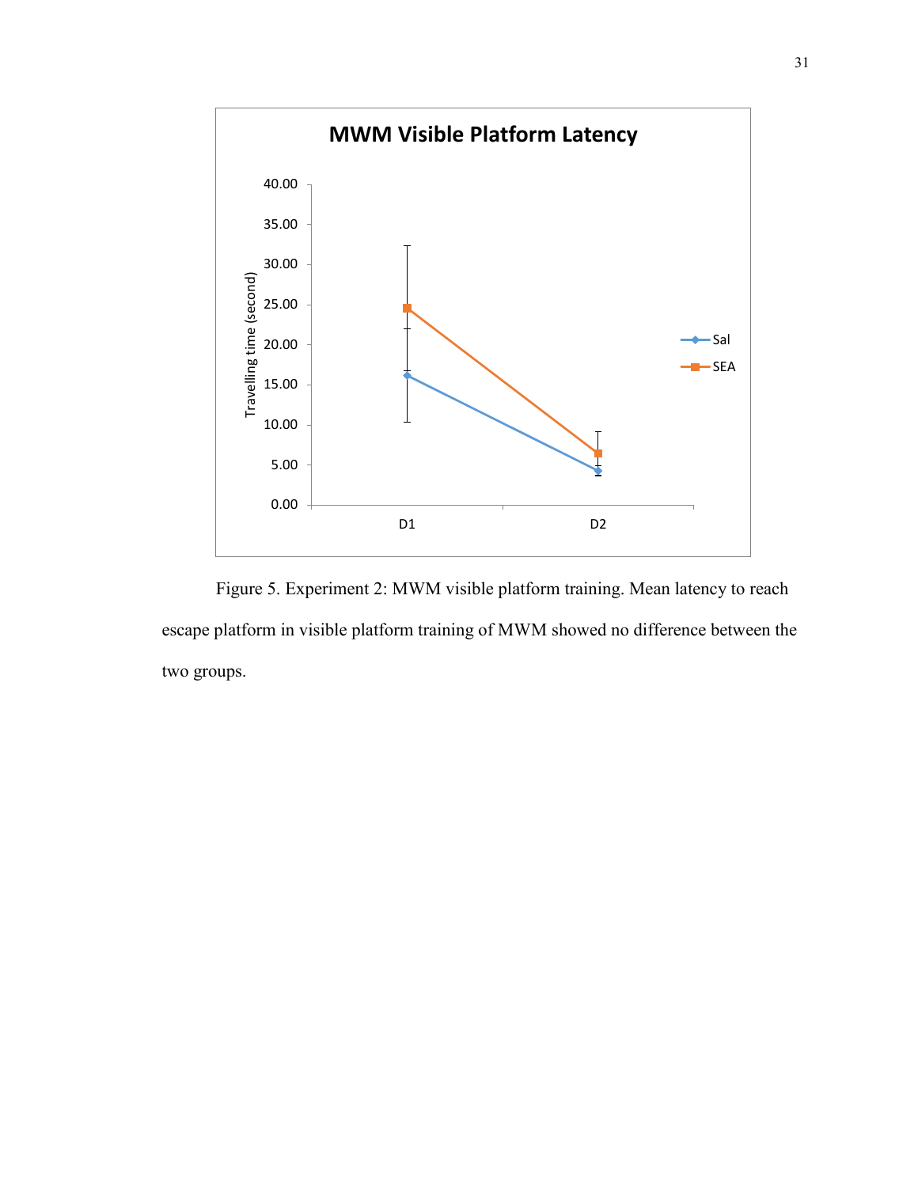Figure 5. Experiment 2: MWM visible platform training. Mean latency to reach escape platform in visible platform training of MWM showed no difference between the two groups.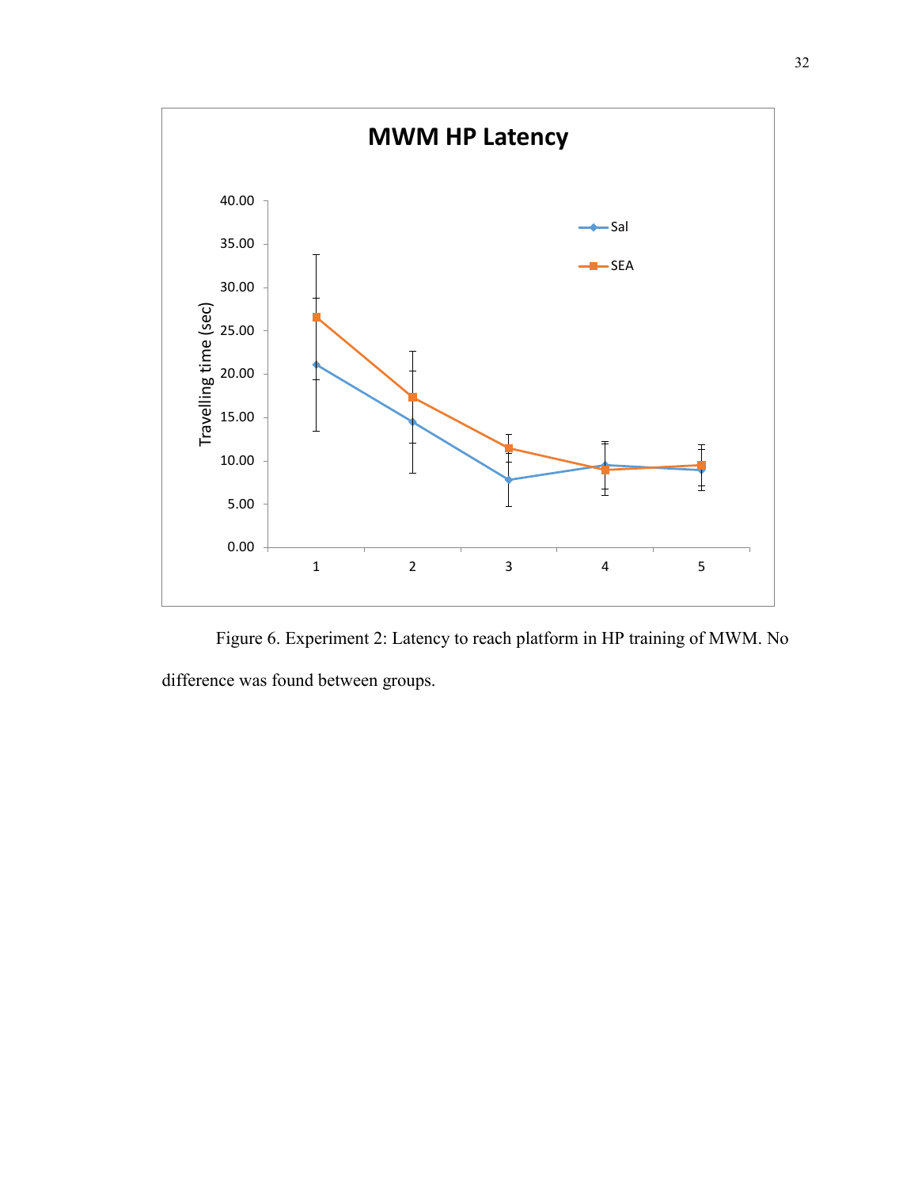Figure 6. Experiment 2: Latency to reach platform in HP training of MWM. No difference was found between groups.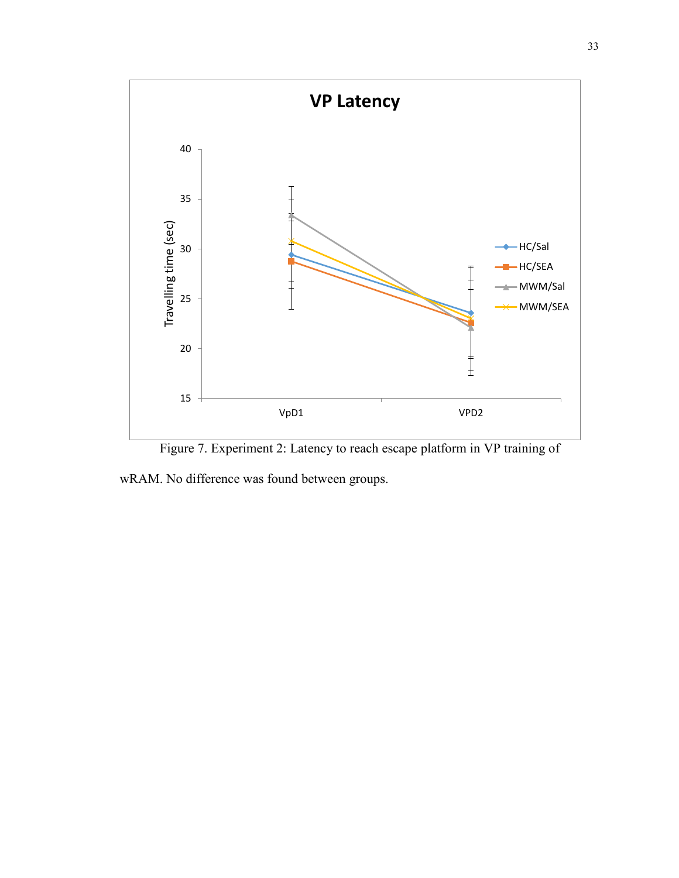Figure 7. Experiment 2: Latency to reach escape platform in VP training of wRAM. No difference was found between groups.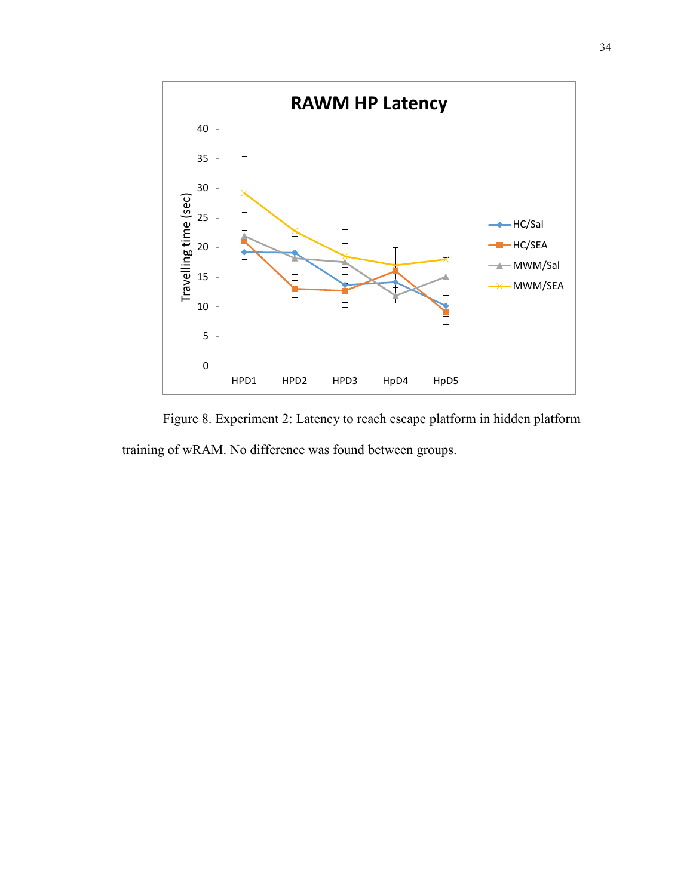Figure 8. Experiment 2: Latency to reach escape platform in hidden platform training of wRAM. No difference was found between groups.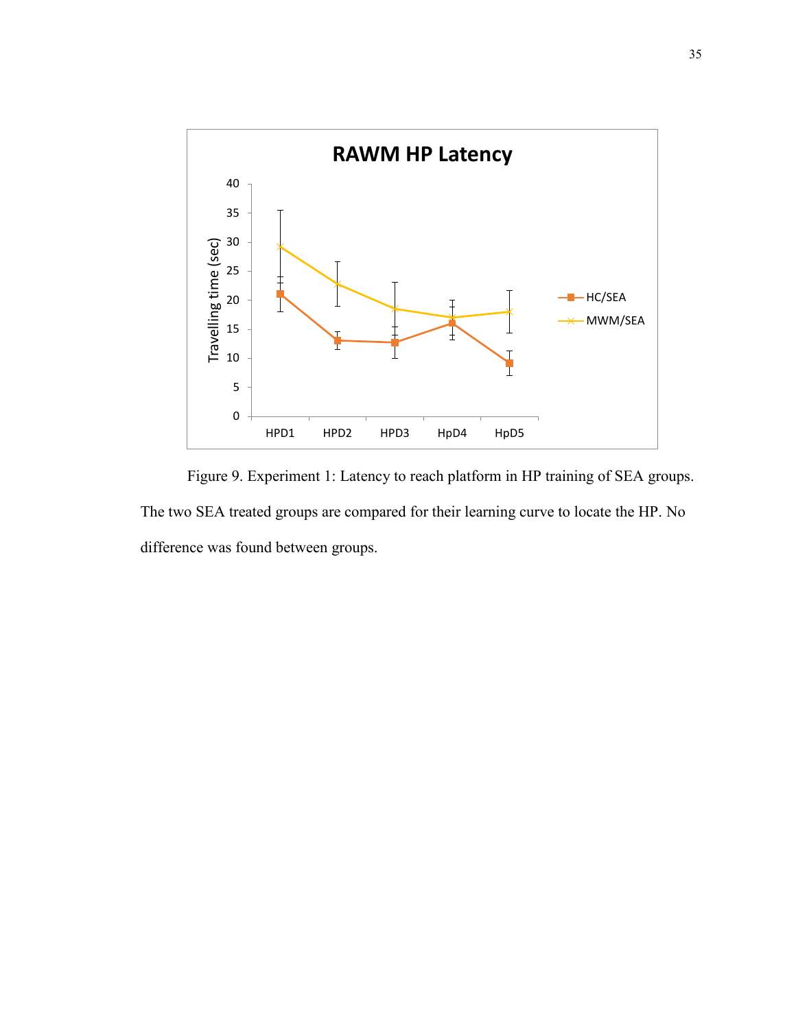Figure 9. Experiment 1: Latency to reach platform in HP training of SEA groups. The two SEA treated groups are compared for their learning curve to locate the HP. No difference was found between groups.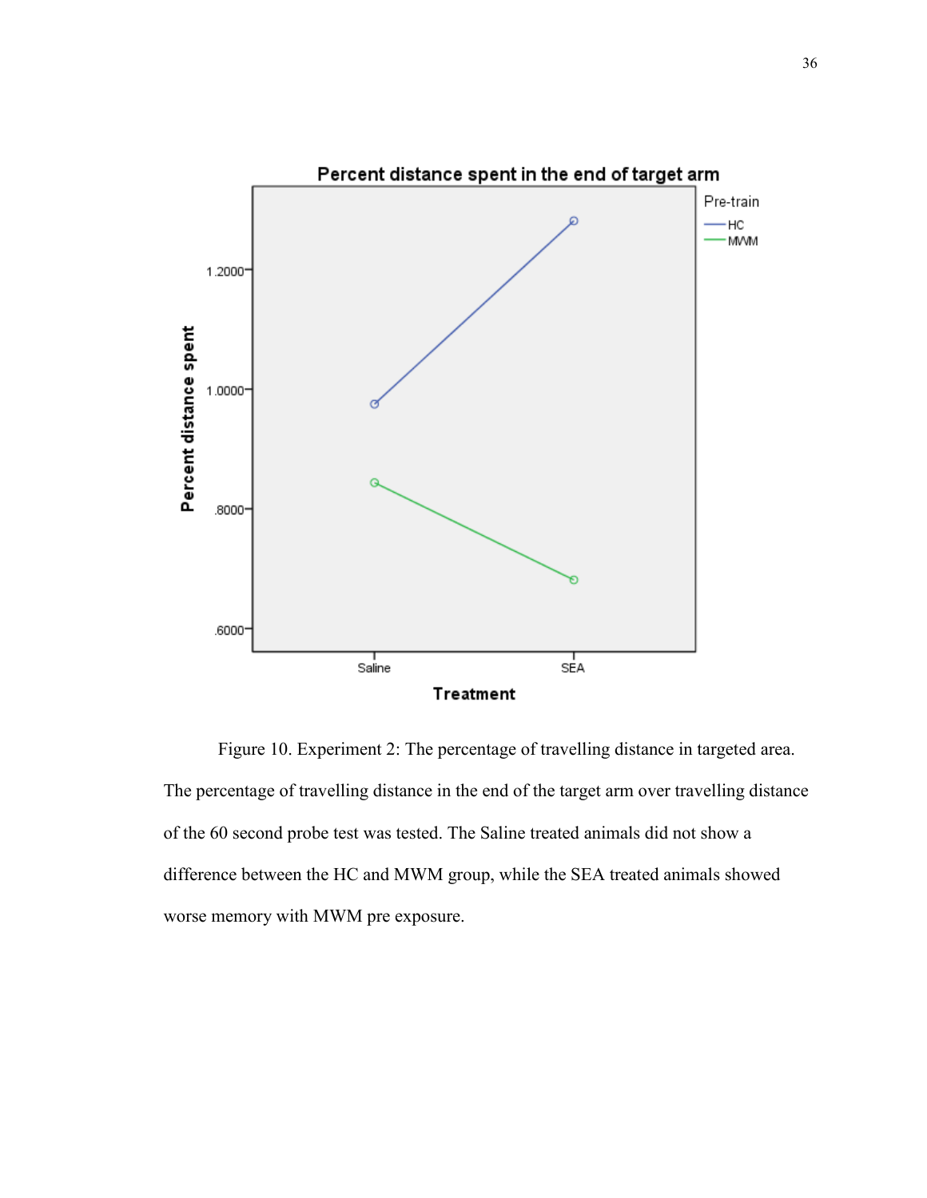Figure 10. Experiment 2: The percentage of travelling distance in targeted area. The percentage of travelling distance in the end of the target arm over travelling distance of the 60 second probe test was tested. The Saline treated animals did not show a difference between the HC and MWM group, while the SEA treated animals showed worse memory with MWM pre exposure.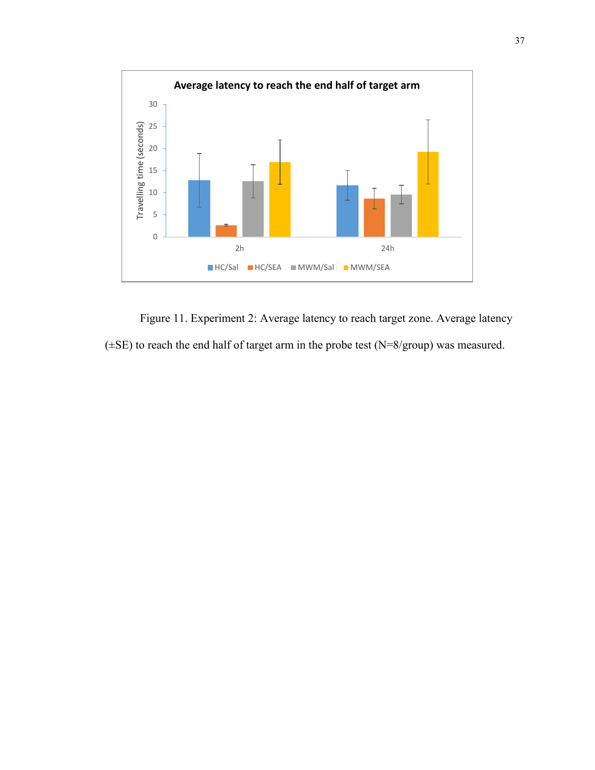Figure 11. Experiment 2: Average latency to reach target zone. Average latency (±SE) to reach the end half of target arm in the probe test (N=8/group) was measured.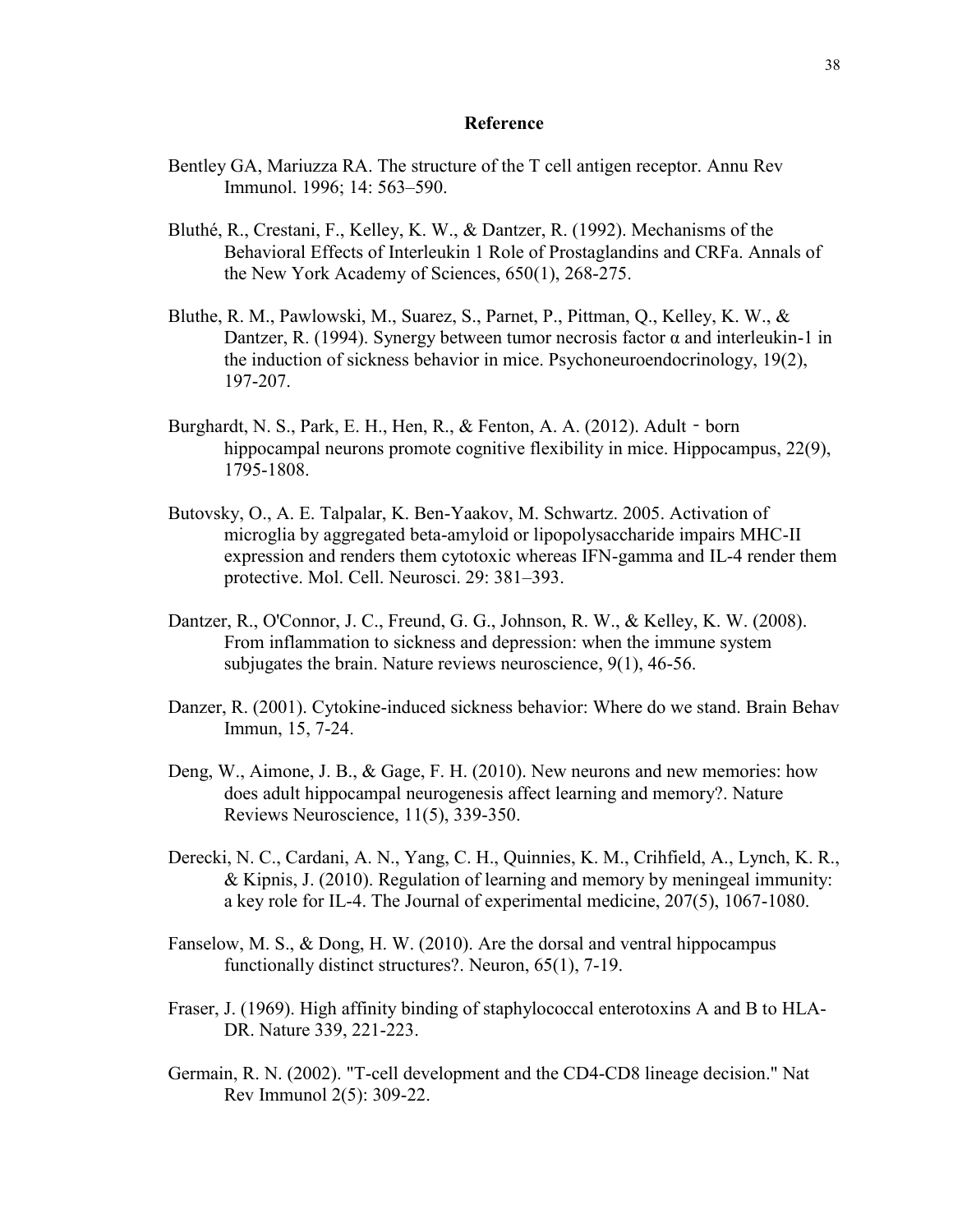## Reference

Bentley GA, Mariuzza RA. The structure of the T cell antigen receptor. Annu Rev Immunol. 1996; 14: 563–590.

Bluthé, R., Crestani, F., Kelley, K. W., & Dantzer, R. (1992). Mechanisms of the Behavioral Effects of Interleukin 1 Role of Prostaglandins and CRFa. Annals of the New York Academy of Sciences, 650(1), 268-275.

Bluthe, R. M., Pawlowski, M., Suarez, S., Parnet, P., Pittman, Q., Kelley, K. W., & Dantzer, R. (1994). Synergy between tumor necrosis factor α and interleukin-1 in the induction of sickness behavior in mice. Psychoneuroendocrinology, 19(2), 197-207.

Burghardt, N. S., Park, E. H., Hen, R., & Fenton, A. A. (2012). Adult‐born hippocampal neurons promote cognitive flexibility in mice. Hippocampus, 22(9), 1795-1808.

Butovsky, O., A. E. Talpalar, K. Ben-Yaakov, M. Schwartz. 2005. Activation of microglia by aggregated beta-amyloid or lipopolysaccharide impairs MHC-II expression and renders them cytotoxic whereas IFN-gamma and IL-4 render them protective. Mol. Cell. Neurosci. 29: 381–393.

Dantzer, R., O'Connor, J. C., Freund, G. G., Johnson, R. W., & Kelley, K. W. (2008). From inflammation to sickness and depression: when the immune system subjugates the brain. Nature reviews neuroscience, 9(1), 46-56.

Danzer, R. (2001). Cytokine-induced sickness behavior: Where do we stand. Brain Behav Immun, 15, 7-24.

Deng, W., Aimone, J. B., & Gage, F. H. (2010). New neurons and new memories: how does adult hippocampal neurogenesis affect learning and memory?. Nature Reviews Neuroscience, 11(5), 339-350.

Derecki, N. C., Cardani, A. N., Yang, C. H., Quinnies, K. M., Crihfield, A., Lynch, K. R., & Kipnis, J. (2010). Regulation of learning and memory by meningeal immunity: a key role for IL-4. The Journal of experimental medicine, 207(5), 1067-1080.

Fanselow, M. S., & Dong, H. W. (2010). Are the dorsal and ventral hippocampus functionally distinct structures?. Neuron, 65(1), 7-19.

Fraser, J. (1969). High affinity binding of staphylococcal enterotoxins A and B to HLA-DR. Nature 339, 221-223.

Germain, R. N. (2002). "T-cell development and the CD4-CD8 lineage decision." Nat Rev Immunol 2(5): 309-22.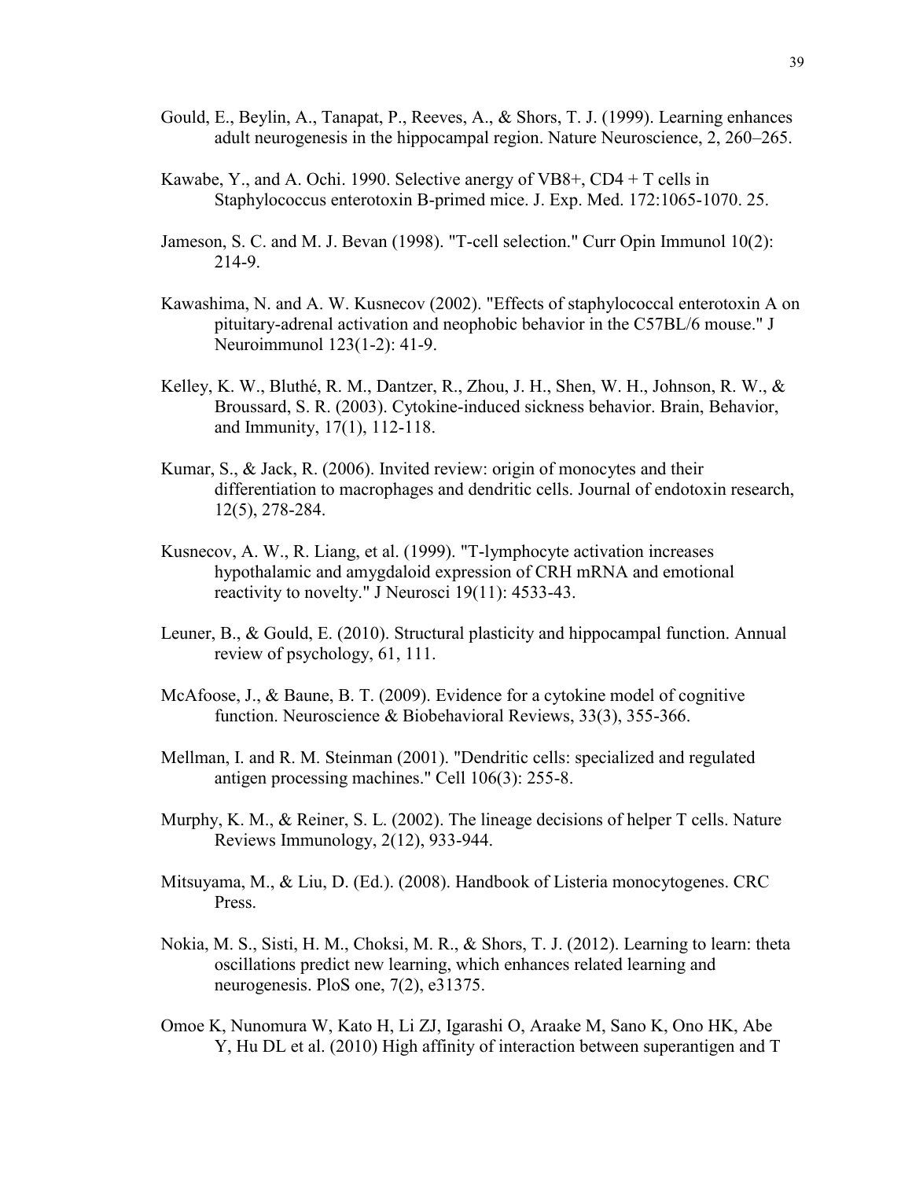Gould, E., Beylin, A., Tanapat, P., Reeves, A., & Shors, T. J. (1999). Learning enhances adult neurogenesis in the hippocampal region. Nature Neuroscience, 2, 260–265.

Kawabe, Y., and A. Ochi. 1990. Selective anergy of VB8+, CD4 + T cells in Staphylococcus enterotoxin B-primed mice. J. Exp. Med. 172:1065-1070. 25.

Jameson, S. C. and M. J. Bevan (1998). "T-cell selection." Curr Opin Immunol 10(2): 214-9.

Kawashima, N. and A. W. Kusnecov (2002). "Effects of staphylococcal enterotoxin A on pituitary-adrenal activation and neophobic behavior in the C57BL/6 mouse." J Neuroimmunol 123(1-2): 41-9.

Kelley, K. W., Bluthé, R. M., Dantzer, R., Zhou, J. H., Shen, W. H., Johnson, R. W., & Broussard, S. R. (2003). Cytokine-induced sickness behavior. Brain, Behavior, and Immunity, 17(1), 112-118.

Kumar, S., & Jack, R. (2006). Invited review: origin of monocytes and their differentiation to macrophages and dendritic cells. Journal of endotoxin research, 12(5), 278-284.

Kusnecov, A. W., R. Liang, et al. (1999). "T-lymphocyte activation increases hypothalamic and amygdaloid expression of CRH mRNA and emotional reactivity to novelty." J Neurosci 19(11): 4533-43.

Leuner, B., & Gould, E. (2010). Structural plasticity and hippocampal function. Annual review of psychology, 61, 111.

McAfoose, J., & Baune, B. T. (2009). Evidence for a cytokine model of cognitive function. Neuroscience & Biobehavioral Reviews, 33(3), 355-366.

Mellman, I. and R. M. Steinman (2001). "Dendritic cells: specialized and regulated antigen processing machines." Cell 106(3): 255-8.

Murphy, K. M., & Reiner, S. L. (2002). The lineage decisions of helper T cells. Nature Reviews Immunology, 2(12), 933-944.

Mitsuyama, M., & Liu, D. (Ed.). (2008). Handbook of Listeria monocytogenes. CRC Press.

Nokia, M. S., Sisti, H. M., Choksi, M. R., & Shors, T. J. (2012). Learning to learn: theta oscillations predict new learning, which enhances related learning and neurogenesis. PloS one, 7(2), e31375.

Omoe K, Nunomura W, Kato H, Li ZJ, Igarashi O, Araake M, Sano K, Ono HK, Abe Y, Hu DL et al. (2010) High affinity of interaction between superantigen and T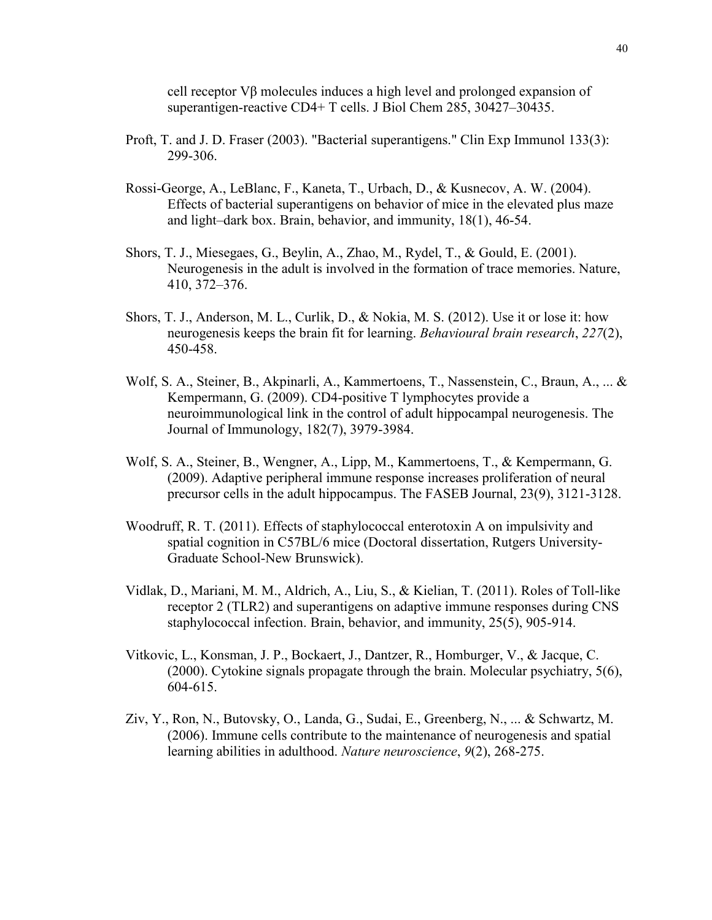cell receptor Vβ molecules induces a high level and prolonged expansion of superantigen-reactive CD4+ T cells. J Biol Chem 285, 30427–30435.

Proft, T. and J. D. Fraser (2003). "Bacterial superantigens." Clin Exp Immunol 133(3): 299-306.

Rossi-George, A., LeBlanc, F., Kaneta, T., Urbach, D., & Kusnecov, A. W. (2004). Effects of bacterial superantigens on behavior of mice in the elevated plus maze and light–dark box. Brain, behavior, and immunity, 18(1), 46-54.

Shors, T. J., Miesegaes, G., Beylin, A., Zhao, M., Rydel, T., & Gould, E. (2001). Neurogenesis in the adult is involved in the formation of trace memories. Nature, 410, 372–376.

Shors, T. J., Anderson, M. L., Curlik, D., & Nokia, M. S. (2012). Use it or lose it: how neurogenesis keeps the brain fit for learning. *Behavioural brain research*, *227*(2), 450-458.

Wolf, S. A., Steiner, B., Akpinarli, A., Kammertoens, T., Nassenstein, C., Braun, A., ... & Kempermann, G. (2009). CD4-positive T lymphocytes provide a neuroimmunological link in the control of adult hippocampal neurogenesis. The Journal of Immunology, 182(7), 3979-3984.

Wolf, S. A., Steiner, B., Wengner, A., Lipp, M., Kammertoens, T., & Kempermann, G. (2009). Adaptive peripheral immune response increases proliferation of neural precursor cells in the adult hippocampus. The FASEB Journal, 23(9), 3121-3128.

Woodruff, R. T. (2011). Effects of staphylococcal enterotoxin A on impulsivity and spatial cognition in C57BL/6 mice (Doctoral dissertation, Rutgers University-Graduate School-New Brunswick).

Vidlak, D., Mariani, M. M., Aldrich, A., Liu, S., & Kielian, T. (2011). Roles of Toll-like receptor 2 (TLR2) and superantigens on adaptive immune responses during CNS staphylococcal infection. Brain, behavior, and immunity, 25(5), 905-914.

Vitkovic, L., Konsman, J. P., Bockaert, J., Dantzer, R., Homburger, V., & Jacque, C. (2000). Cytokine signals propagate through the brain. Molecular psychiatry, 5(6), 604-615.

Ziv, Y., Ron, N., Butovsky, O., Landa, G., Sudai, E., Greenberg, N., ... & Schwartz, M. (2006). Immune cells contribute to the maintenance of neurogenesis and spatial learning abilities in adulthood. *Nature neuroscience*, *9*(2), 268-275.